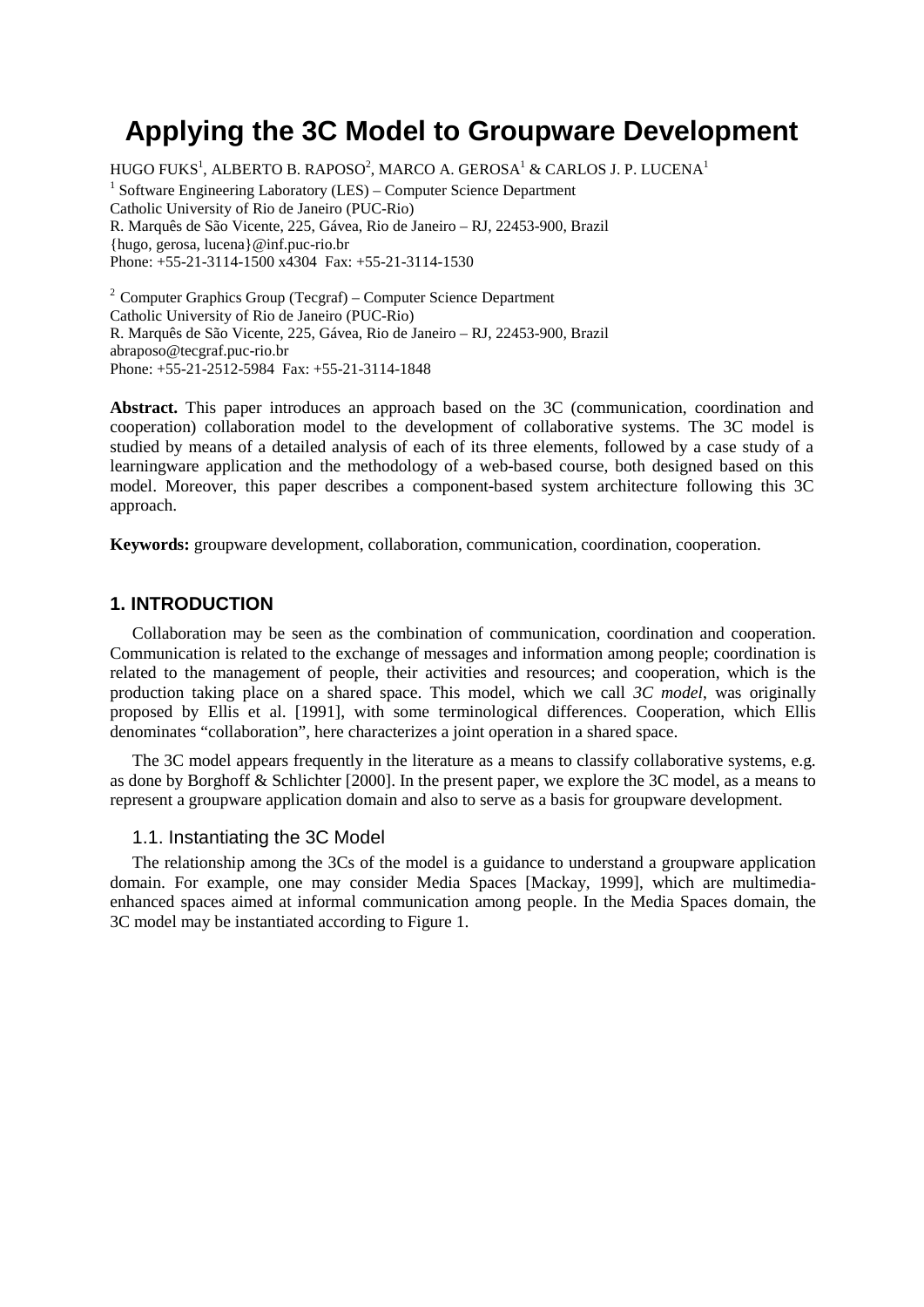# Applying the 3C Model to Groupware Development

HUGO FUKS[1], ALBERTO B. RAPOSO[2], MARCO A. GEROSA[1] & CARLOS J. P. LUCENA[1]

[1] Software Engineering Laboratory (LES) – Computer Science Department
Catholic University of Rio de Janeiro (PUC-Rio)
R. Marquês de São Vicente, 225, Gávea, Rio de Janeiro – RJ, 22453-900, Brazil
{hugo, gerosa, lucena}@inf.puc-rio.br
Phone: +55-21-3114-1500 x4304 Fax: +55-21-3114-1530

[2] Computer Graphics Group (Tecgraf) – Computer Science Department
Catholic University of Rio de Janeiro (PUC-Rio)
R. Marquês de São Vicente, 225, Gávea, Rio de Janeiro – RJ, 22453-900, Brazil
abraposo@tecgraf.puc-rio.br
Phone: +55-21-2512-5984 Fax: +55-21-3114-1848

**Abstract.** This paper introduces an approach based on the 3C (communication, coordination and cooperation) collaboration model to the development of collaborative systems. The 3C model is studied by means of a detailed analysis of each of its three elements, followed by a case study of a learningware application and the methodology of a web-based course, both designed based on this model. Moreover, this paper describes a component-based system architecture following this 3C approach.

**Keywords:** groupware development, collaboration, communication, coordination, cooperation.

## 1. INTRODUCTION

Collaboration may be seen as the combination of communication, coordination and cooperation. Communication is related to the exchange of messages and information among people; coordination is related to the management of people, their activities and resources; and cooperation, which is the production taking place on a shared space. This model, which we call *3C model*, was originally proposed by Ellis et al. [1991], with some terminological differences. Cooperation, which Ellis denominates "collaboration", here characterizes a joint operation in a shared space.

The 3C model appears frequently in the literature as a means to classify collaborative systems, e.g. as done by Borghoff & Schlichter [2000]. In the present paper, we explore the 3C model, as a means to represent a groupware application domain and also to serve as a basis for groupware development.

### 1.1. Instantiating the 3C Model

The relationship among the 3Cs of the model is a guidance to understand a groupware application domain. For example, one may consider Media Spaces [Mackay, 1999], which are multimedia-enhanced spaces aimed at informal communication among people. In the Media Spaces domain, the 3C model may be instantiated according to Figure 1.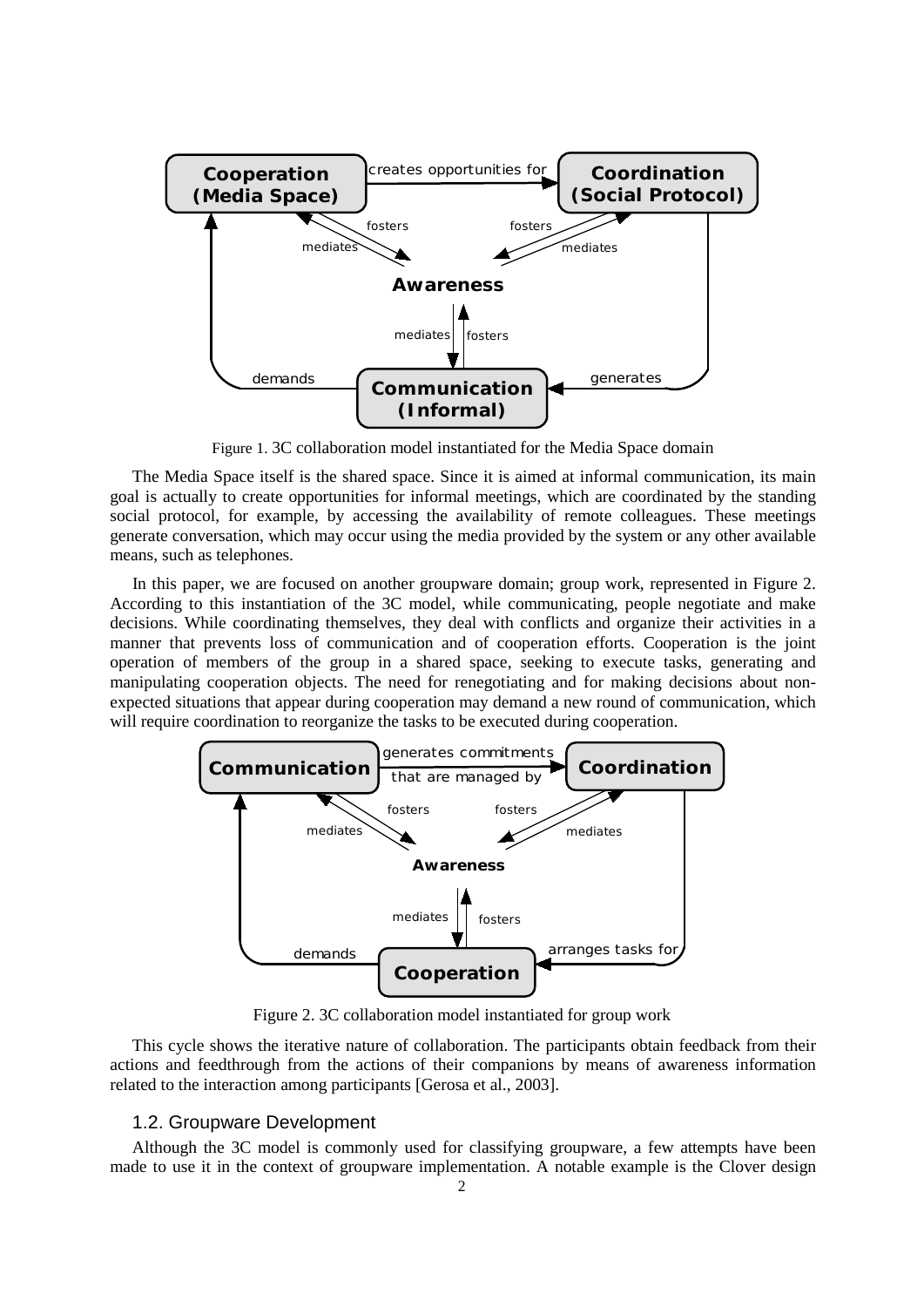Figure 1. 3C collaboration model instantiated for the Media Space domain

The Media Space itself is the shared space. Since it is aimed at informal communication, its main goal is actually to create opportunities for informal meetings, which are coordinated by the standing social protocol, for example, by accessing the availability of remote colleagues. These meetings generate conversation, which may occur using the media provided by the system or any other available means, such as telephones.

In this paper, we are focused on another groupware domain; group work, represented in Figure 2. According to this instantiation of the 3C model, while communicating, people negotiate and make decisions. While coordinating themselves, they deal with conflicts and organize their activities in a manner that prevents loss of communication and of cooperation efforts. Cooperation is the joint operation of members of the group in a shared space, seeking to execute tasks, generating and manipulating cooperation objects. The need for renegotiating and for making decisions about non-expected situations that appear during cooperation may demand a new round of communication, which will require coordination to reorganize the tasks to be executed during cooperation.

Figure 2. 3C collaboration model instantiated for group work

This cycle shows the iterative nature of collaboration. The participants obtain feedback from their actions and feedthrough from the actions of their companions by means of awareness information related to the interaction among participants [Gerosa et al., 2003].

### 1.2. Groupware Development

Although the 3C model is commonly used for classifying groupware, a few attempts have been made to use it in the context of groupware implementation. A notable example is the Clover design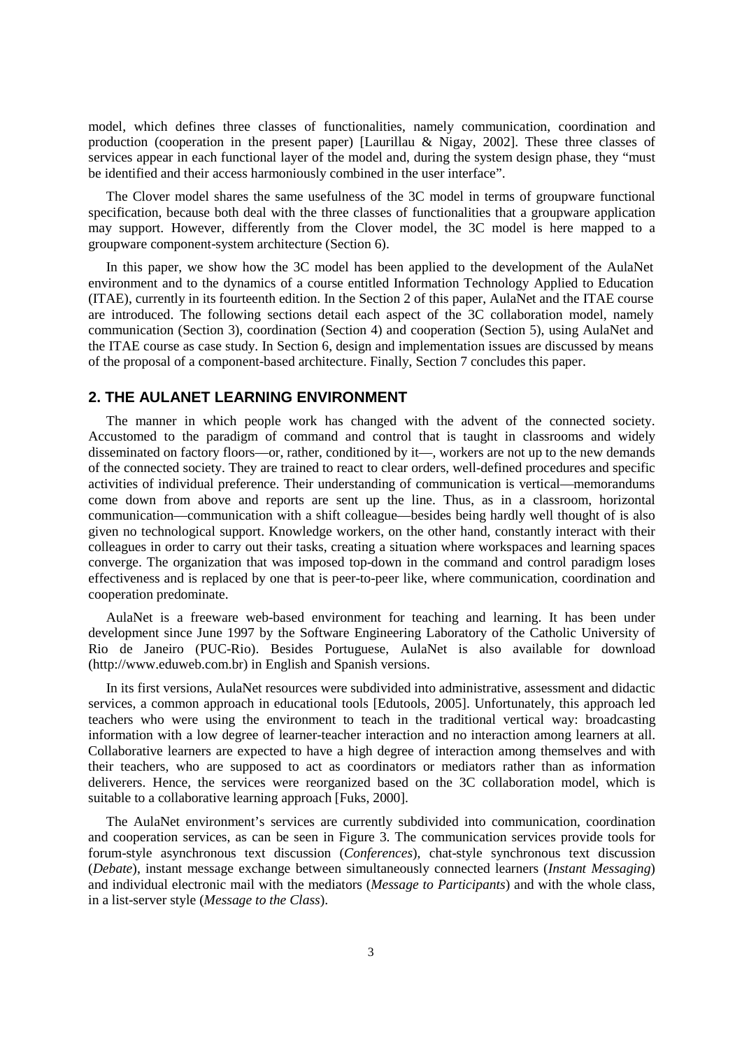model, which defines three classes of functionalities, namely communication, coordination and production (cooperation in the present paper) [Laurillau & Nigay, 2002]. These three classes of services appear in each functional layer of the model and, during the system design phase, they "must be identified and their access harmoniously combined in the user interface".

The Clover model shares the same usefulness of the 3C model in terms of groupware functional specification, because both deal with the three classes of functionalities that a groupware application may support. However, differently from the Clover model, the 3C model is here mapped to a groupware component-system architecture (Section 6).

In this paper, we show how the 3C model has been applied to the development of the AulaNet environment and to the dynamics of a course entitled Information Technology Applied to Education (ITAE), currently in its fourteenth edition. In the Section 2 of this paper, AulaNet and the ITAE course are introduced. The following sections detail each aspect of the 3C collaboration model, namely communication (Section 3), coordination (Section 4) and cooperation (Section 5), using AulaNet and the ITAE course as case study. In Section 6, design and implementation issues are discussed by means of the proposal of a component-based architecture. Finally, Section 7 concludes this paper.

## 2. THE AULANET LEARNING ENVIRONMENT

The manner in which people work has changed with the advent of the connected society. Accustomed to the paradigm of command and control that is taught in classrooms and widely disseminated on factory floors—or, rather, conditioned by it—, workers are not up to the new demands of the connected society. They are trained to react to clear orders, well-defined procedures and specific activities of individual preference. Their understanding of communication is vertical—memorandums come down from above and reports are sent up the line. Thus, as in a classroom, horizontal communication—communication with a shift colleague—besides being hardly well thought of is also given no technological support. Knowledge workers, on the other hand, constantly interact with their colleagues in order to carry out their tasks, creating a situation where workspaces and learning spaces converge. The organization that was imposed top-down in the command and control paradigm loses effectiveness and is replaced by one that is peer-to-peer like, where communication, coordination and cooperation predominate.

AulaNet is a freeware web-based environment for teaching and learning. It has been under development since June 1997 by the Software Engineering Laboratory of the Catholic University of Rio de Janeiro (PUC-Rio). Besides Portuguese, AulaNet is also available for download (http://www.eduweb.com.br) in English and Spanish versions.

In its first versions, AulaNet resources were subdivided into administrative, assessment and didactic services, a common approach in educational tools [Edutools, 2005]. Unfortunately, this approach led teachers who were using the environment to teach in the traditional vertical way: broadcasting information with a low degree of learner-teacher interaction and no interaction among learners at all. Collaborative learners are expected to have a high degree of interaction among themselves and with their teachers, who are supposed to act as coordinators or mediators rather than as information deliverers. Hence, the services were reorganized based on the 3C collaboration model, which is suitable to a collaborative learning approach [Fuks, 2000].

The AulaNet environment's services are currently subdivided into communication, coordination and cooperation services, as can be seen in Figure 3. The communication services provide tools for forum-style asynchronous text discussion (*Conferences*), chat-style synchronous text discussion (*Debate*), instant message exchange between simultaneously connected learners (*Instant Messaging*) and individual electronic mail with the mediators (*Message to Participants*) and with the whole class, in a list-server style (*Message to the Class*).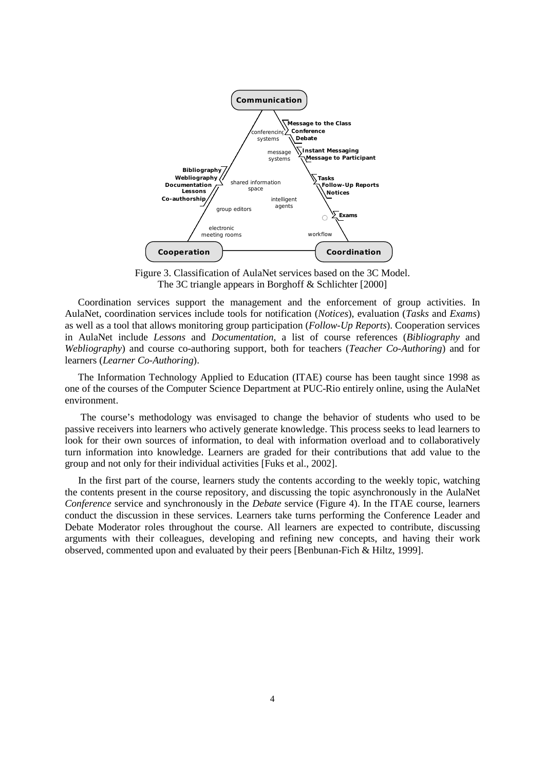Figure 3. Classification of AulaNet services based on the 3C Model.
The 3C triangle appears in Borghoff & Schlichter [2000]

Coordination services support the management and the enforcement of group activities. In AulaNet, coordination services include tools for notification (*Notices*), evaluation (*Tasks* and *Exams*) as well as a tool that allows monitoring group participation (*Follow-Up Reports*). Cooperation services in AulaNet include *Lessons* and *Documentation*, a list of course references (*Bibliography* and *Webliography*) and course co-authoring support, both for teachers (*Teacher Co-Authoring*) and for learners (*Learner Co-Authoring*).

The Information Technology Applied to Education (ITAE) course has been taught since 1998 as one of the courses of the Computer Science Department at PUC-Rio entirely online, using the AulaNet environment.

The course's methodology was envisaged to change the behavior of students who used to be passive receivers into learners who actively generate knowledge. This process seeks to lead learners to look for their own sources of information, to deal with information overload and to collaboratively turn information into knowledge. Learners are graded for their contributions that add value to the group and not only for their individual activities [Fuks et al., 2002].

In the first part of the course, learners study the contents according to the weekly topic, watching the contents present in the course repository, and discussing the topic asynchronously in the AulaNet *Conference* service and synchronously in the *Debate* service (Figure 4). In the ITAE course, learners conduct the discussion in these services. Learners take turns performing the Conference Leader and Debate Moderator roles throughout the course. All learners are expected to contribute, discussing arguments with their colleagues, developing and refining new concepts, and having their work observed, commented upon and evaluated by their peers [Benbunan-Fich & Hiltz, 1999].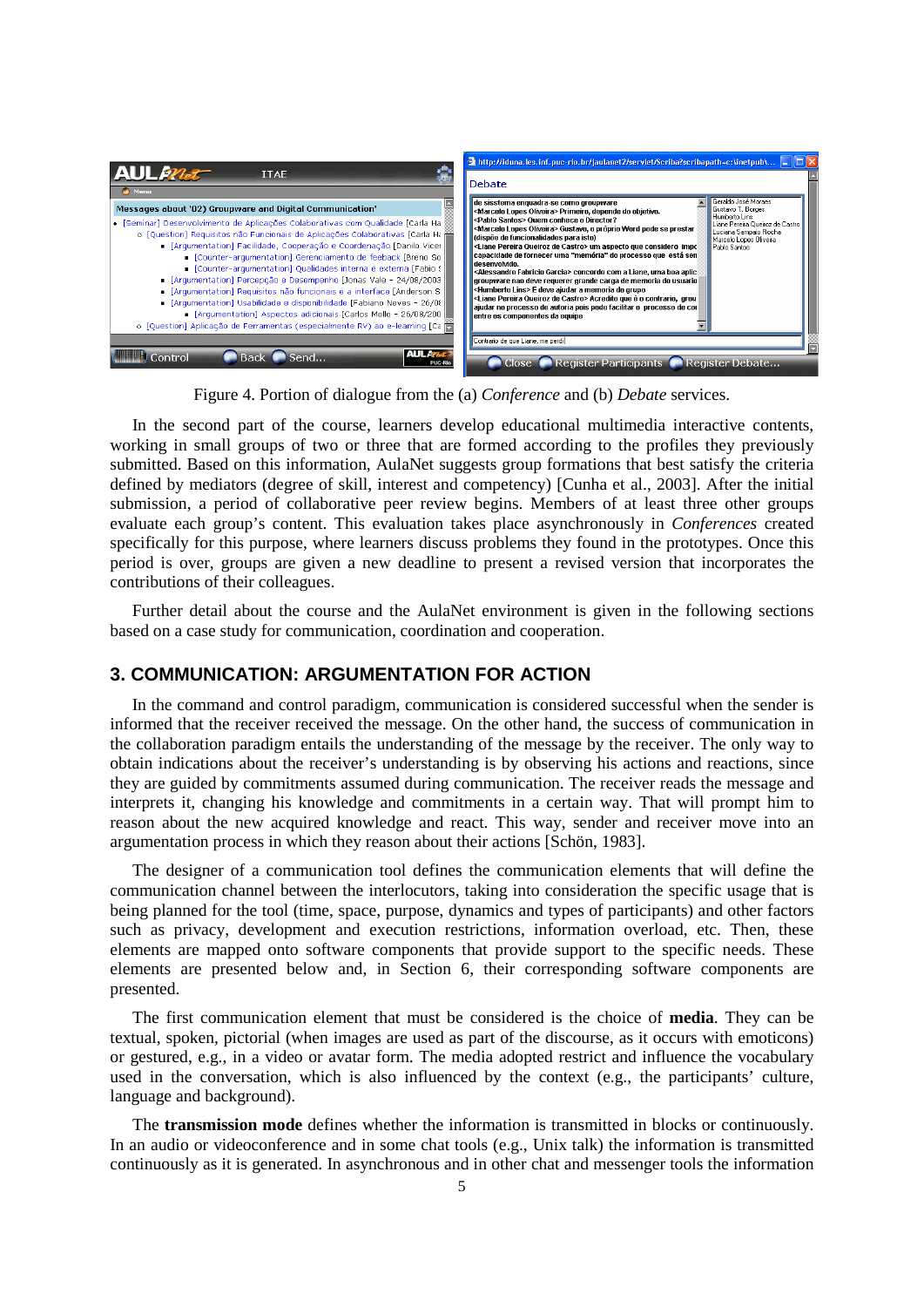Figure 4. Portion of dialogue from the (a) *Conference* and (b) *Debate* services.

In the second part of the course, learners develop educational multimedia interactive contents, working in small groups of two or three that are formed according to the profiles they previously submitted. Based on this information, AulaNet suggests group formations that best satisfy the criteria defined by mediators (degree of skill, interest and competency) [Cunha et al., 2003]. After the initial submission, a period of collaborative peer review begins. Members of at least three other groups evaluate each group's content. This evaluation takes place asynchronously in *Conferences* created specifically for this purpose, where learners discuss problems they found in the prototypes. Once this period is over, groups are given a new deadline to present a revised version that incorporates the contributions of their colleagues.

Further detail about the course and the AulaNet environment is given in the following sections based on a case study for communication, coordination and cooperation.

## 3. COMMUNICATION: ARGUMENTATION FOR ACTION

In the command and control paradigm, communication is considered successful when the sender is informed that the receiver received the message. On the other hand, the success of communication in the collaboration paradigm entails the understanding of the message by the receiver. The only way to obtain indications about the receiver's understanding is by observing his actions and reactions, since they are guided by commitments assumed during communication. The receiver reads the message and interprets it, changing his knowledge and commitments in a certain way. That will prompt him to reason about the new acquired knowledge and react. This way, sender and receiver move into an argumentation process in which they reason about their actions [Schön, 1983].

The designer of a communication tool defines the communication elements that will define the communication channel between the interlocutors, taking into consideration the specific usage that is being planned for the tool (time, space, purpose, dynamics and types of participants) and other factors such as privacy, development and execution restrictions, information overload, etc. Then, these elements are mapped onto software components that provide support to the specific needs. These elements are presented below and, in Section 6, their corresponding software components are presented.

The first communication element that must be considered is the choice of **media**. They can be textual, spoken, pictorial (when images are used as part of the discourse, as it occurs with emoticons) or gestured, e.g., in a video or avatar form. The media adopted restrict and influence the vocabulary used in the conversation, which is also influenced by the context (e.g., the participants' culture, language and background).

The **transmission mode** defines whether the information is transmitted in blocks or continuously. In an audio or videoconference and in some chat tools (e.g., Unix talk) the information is transmitted continuously as it is generated. In asynchronous and in other chat and messenger tools the information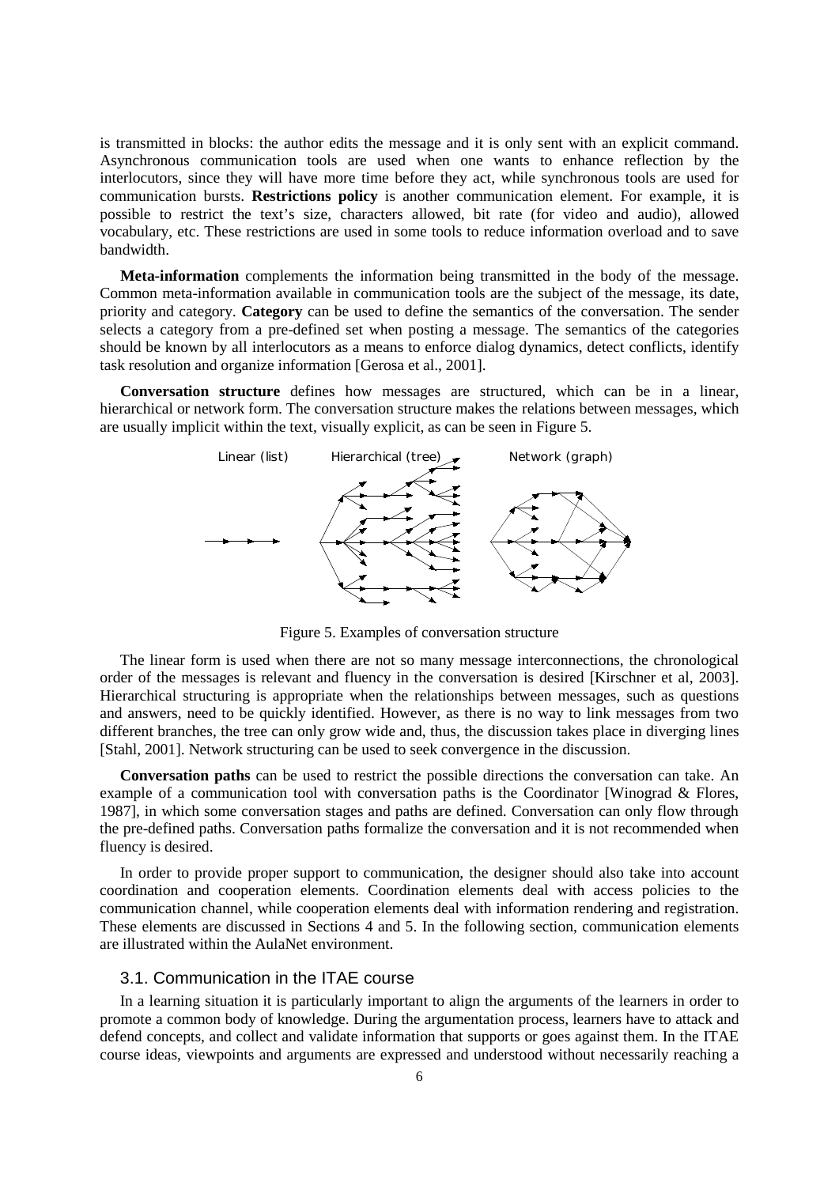is transmitted in blocks: the author edits the message and it is only sent with an explicit command. Asynchronous communication tools are used when one wants to enhance reflection by the interlocutors, since they will have more time before they act, while synchronous tools are used for communication bursts. **Restrictions policy** is another communication element. For example, it is possible to restrict the text's size, characters allowed, bit rate (for video and audio), allowed vocabulary, etc. These restrictions are used in some tools to reduce information overload and to save bandwidth.

**Meta-information** complements the information being transmitted in the body of the message. Common meta-information available in communication tools are the subject of the message, its date, priority and category. **Category** can be used to define the semantics of the conversation. The sender selects a category from a pre-defined set when posting a message. The semantics of the categories should be known by all interlocutors as a means to enforce dialog dynamics, detect conflicts, identify task resolution and organize information [Gerosa et al., 2001].

**Conversation structure** defines how messages are structured, which can be in a linear, hierarchical or network form. The conversation structure makes the relations between messages, which are usually implicit within the text, visually explicit, as can be seen in Figure 5.

Linear (list) Hierarchical (tree) Network (graph)

Figure 5. Examples of conversation structure

The linear form is used when there are not so many message interconnections, the chronological order of the messages is relevant and fluency in the conversation is desired [Kirschner et al, 2003]. Hierarchical structuring is appropriate when the relationships between messages, such as questions and answers, need to be quickly identified. However, as there is no way to link messages from two different branches, the tree can only grow wide and, thus, the discussion takes place in diverging lines [Stahl, 2001]. Network structuring can be used to seek convergence in the discussion.

**Conversation paths** can be used to restrict the possible directions the conversation can take. An example of a communication tool with conversation paths is the Coordinator [Winograd & Flores, 1987], in which some conversation stages and paths are defined. Conversation can only flow through the pre-defined paths. Conversation paths formalize the conversation and it is not recommended when fluency is desired.

In order to provide proper support to communication, the designer should also take into account coordination and cooperation elements. Coordination elements deal with access policies to the communication channel, while cooperation elements deal with information rendering and registration. These elements are discussed in Sections 4 and 5. In the following section, communication elements are illustrated within the AulaNet environment.

### 3.1. Communication in the ITAE course

In a learning situation it is particularly important to align the arguments of the learners in order to promote a common body of knowledge. During the argumentation process, learners have to attack and defend concepts, and collect and validate information that supports or goes against them. In the ITAE course ideas, viewpoints and arguments are expressed and understood without necessarily reaching a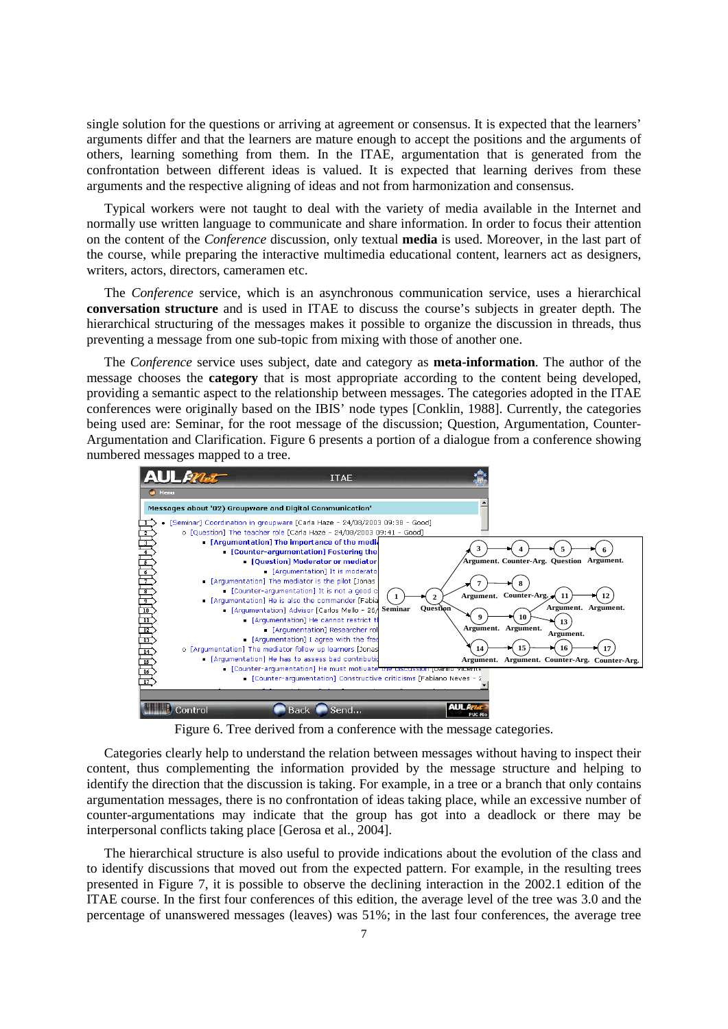single solution for the questions or arriving at agreement or consensus. It is expected that the learners' arguments differ and that the learners are mature enough to accept the positions and the arguments of others, learning something from them. In the ITAE, argumentation that is generated from the confrontation between different ideas is valued. It is expected that learning derives from these arguments and the respective aligning of ideas and not from harmonization and consensus.

Typical workers were not taught to deal with the variety of media available in the Internet and normally use written language to communicate and share information. In order to focus their attention on the content of the *Conference* discussion, only textual **media** is used. Moreover, in the last part of the course, while preparing the interactive multimedia educational content, learners act as designers, writers, actors, directors, cameramen etc.

The *Conference* service, which is an asynchronous communication service, uses a hierarchical **conversation structure** and is used in ITAE to discuss the course's subjects in greater depth. The hierarchical structuring of the messages makes it possible to organize the discussion in threads, thus preventing a message from one sub-topic from mixing with those of another one.

The *Conference* service uses subject, date and category as **meta-information**. The author of the message chooses the **category** that is most appropriate according to the content being developed, providing a semantic aspect to the relationship between messages. The categories adopted in the ITAE conferences were originally based on the IBIS' node types [Conklin, 1988]. Currently, the categories being used are: Seminar, for the root message of the discussion; Question, Argumentation, Counter-Argumentation and Clarification. Figure 6 presents a portion of a dialogue from a conference showing numbered messages mapped to a tree.

Figure 6. Tree derived from a conference with the message categories.

Categories clearly help to understand the relation between messages without having to inspect their content, thus complementing the information provided by the message structure and helping to identify the direction that the discussion is taking. For example, in a tree or a branch that only contains argumentation messages, there is no confrontation of ideas taking place, while an excessive number of counter-argumentations may indicate that the group has got into a deadlock or there may be interpersonal conflicts taking place [Gerosa et al., 2004].

The hierarchical structure is also useful to provide indications about the evolution of the class and to identify discussions that moved out from the expected pattern. For example, in the resulting trees presented in Figure 7, it is possible to observe the declining interaction in the 2002.1 edition of the ITAE course. In the first four conferences of this edition, the average level of the tree was 3.0 and the percentage of unanswered messages (leaves) was 51%; in the last four conferences, the average tree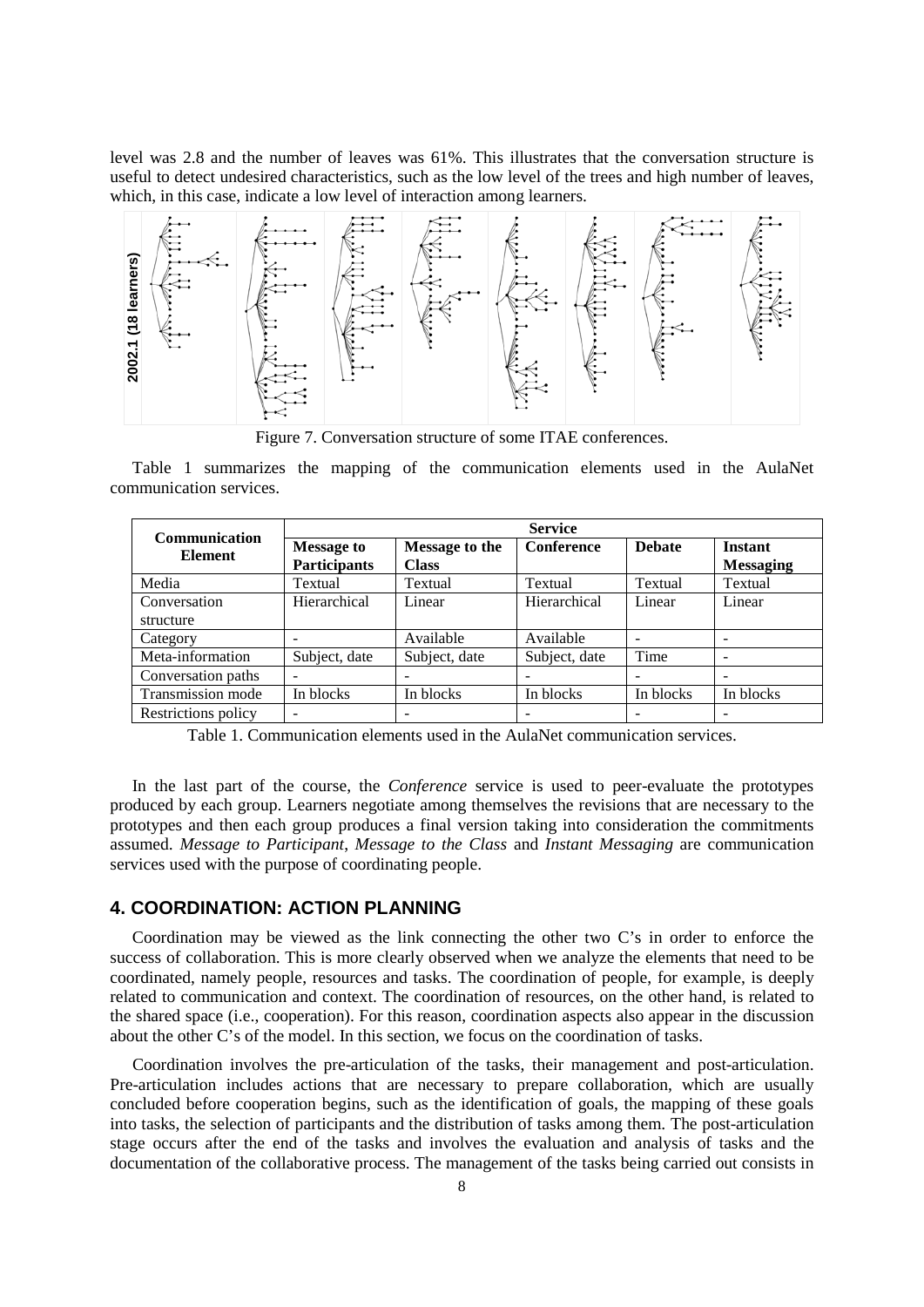level was 2.8 and the number of leaves was 61%. This illustrates that the conversation structure is useful to detect undesired characteristics, such as the low level of the trees and high number of leaves, which, in this case, indicate a low level of interaction among learners.

Figure 7. Conversation structure of some ITAE conferences.

Table 1 summarizes the mapping of the communication elements used in the AulaNet communication services.

| Communication Element | Service | | | | |
|---|---|---|---|---|---|
| | **Message to Participants** | **Message to the Class** | **Conference** | **Debate** | **Instant Messaging** |
| Media | Textual | Textual | Textual | Textual | Textual |
| Conversation structure | Hierarchical | Linear | Hierarchical | Linear | Linear |
| Category | - | Available | Available | - | - |
| Meta-information | Subject, date | Subject, date | Subject, date | Time | - |
| Conversation paths | - | - | - | - | - |
| Transmission mode | In blocks | In blocks | In blocks | In blocks | In blocks |
| Restrictions policy | - | - | - | - | - |

Table 1. Communication elements used in the AulaNet communication services.

In the last part of the course, the *Conference* service is used to peer-evaluate the prototypes produced by each group. Learners negotiate among themselves the revisions that are necessary to the prototypes and then each group produces a final version taking into consideration the commitments assumed. *Message to Participant*, *Message to the Class* and *Instant Messaging* are communication services used with the purpose of coordinating people.

## 4. COORDINATION: ACTION PLANNING

Coordination may be viewed as the link connecting the other two C's in order to enforce the success of collaboration. This is more clearly observed when we analyze the elements that need to be coordinated, namely people, resources and tasks. The coordination of people, for example, is deeply related to communication and context. The coordination of resources, on the other hand, is related to the shared space (i.e., cooperation). For this reason, coordination aspects also appear in the discussion about the other C's of the model. In this section, we focus on the coordination of tasks.

Coordination involves the pre-articulation of the tasks, their management and post-articulation. Pre-articulation includes actions that are necessary to prepare collaboration, which are usually concluded before cooperation begins, such as the identification of goals, the mapping of these goals into tasks, the selection of participants and the distribution of tasks among them. The post-articulation stage occurs after the end of the tasks and involves the evaluation and analysis of tasks and the documentation of the collaborative process. The management of the tasks being carried out consists in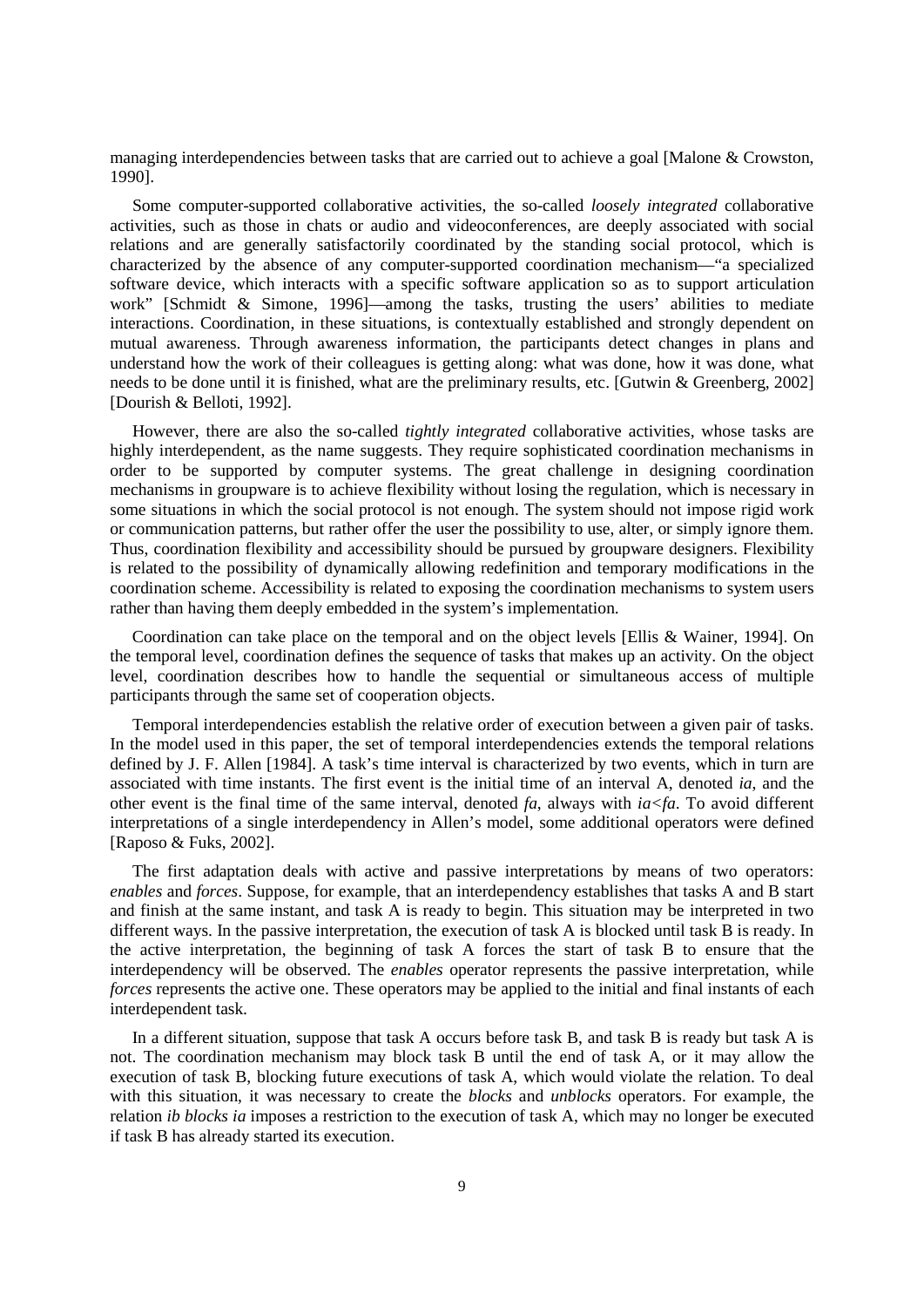managing interdependencies between tasks that are carried out to achieve a goal [Malone & Crowston, 1990].

Some computer-supported collaborative activities, the so-called *loosely integrated* collaborative activities, such as those in chats or audio and videoconferences, are deeply associated with social relations and are generally satisfactorily coordinated by the standing social protocol, which is characterized by the absence of any computer-supported coordination mechanism—"a specialized software device, which interacts with a specific software application so as to support articulation work" [Schmidt & Simone, 1996]—among the tasks, trusting the users' abilities to mediate interactions. Coordination, in these situations, is contextually established and strongly dependent on mutual awareness. Through awareness information, the participants detect changes in plans and understand how the work of their colleagues is getting along: what was done, how it was done, what needs to be done until it is finished, what are the preliminary results, etc. [Gutwin & Greenberg, 2002] [Dourish & Belloti, 1992].

However, there are also the so-called *tightly integrated* collaborative activities, whose tasks are highly interdependent, as the name suggests. They require sophisticated coordination mechanisms in order to be supported by computer systems. The great challenge in designing coordination mechanisms in groupware is to achieve flexibility without losing the regulation, which is necessary in some situations in which the social protocol is not enough. The system should not impose rigid work or communication patterns, but rather offer the user the possibility to use, alter, or simply ignore them. Thus, coordination flexibility and accessibility should be pursued by groupware designers. Flexibility is related to the possibility of dynamically allowing redefinition and temporary modifications in the coordination scheme. Accessibility is related to exposing the coordination mechanisms to system users rather than having them deeply embedded in the system's implementation.

Coordination can take place on the temporal and on the object levels [Ellis & Wainer, 1994]. On the temporal level, coordination defines the sequence of tasks that makes up an activity. On the object level, coordination describes how to handle the sequential or simultaneous access of multiple participants through the same set of cooperation objects.

Temporal interdependencies establish the relative order of execution between a given pair of tasks. In the model used in this paper, the set of temporal interdependencies extends the temporal relations defined by J. F. Allen [1984]. A task's time interval is characterized by two events, which in turn are associated with time instants. The first event is the initial time of an interval A, denoted *ia*, and the other event is the final time of the same interval, denoted *fa*, always with $ia<fa$. To avoid different interpretations of a single interdependency in Allen's model, some additional operators were defined [Raposo & Fuks, 2002].

The first adaptation deals with active and passive interpretations by means of two operators: *enables* and *forces*. Suppose, for example, that an interdependency establishes that tasks A and B start and finish at the same instant, and task A is ready to begin. This situation may be interpreted in two different ways. In the passive interpretation, the execution of task A is blocked until task B is ready. In the active interpretation, the beginning of task A forces the start of task B to ensure that the interdependency will be observed. The *enables* operator represents the passive interpretation, while *forces* represents the active one. These operators may be applied to the initial and final instants of each interdependent task.

In a different situation, suppose that task A occurs before task B, and task B is ready but task A is not. The coordination mechanism may block task B until the end of task A, or it may allow the execution of task B, blocking future executions of task A, which would violate the relation. To deal with this situation, it was necessary to create the *blocks* and *unblocks* operators. For example, the relation *ib blocks ia* imposes a restriction to the execution of task A, which may no longer be executed if task B has already started its execution.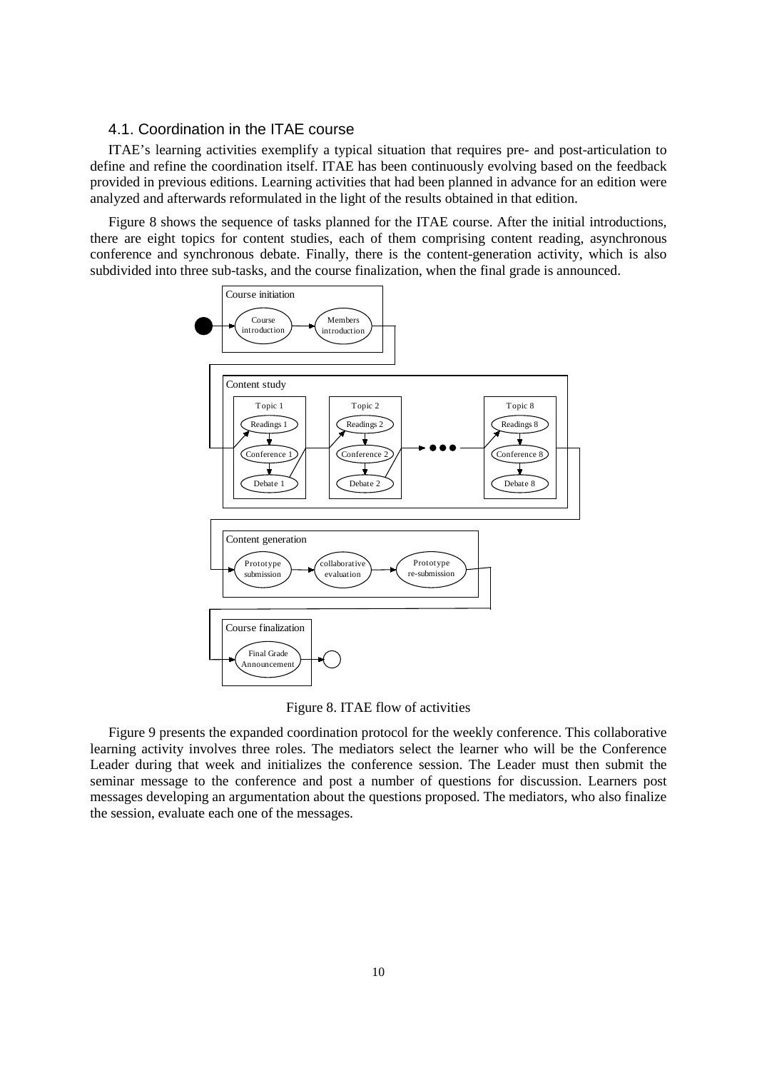### 4.1. Coordination in the ITAE course

ITAE's learning activities exemplify a typical situation that requires pre- and post-articulation to define and refine the coordination itself. ITAE has been continuously evolving based on the feedback provided in previous editions. Learning activities that had been planned in advance for an edition were analyzed and afterwards reformulated in the light of the results obtained in that edition.

Figure 8 shows the sequence of tasks planned for the ITAE course. After the initial introductions, there are eight topics for content studies, each of them comprising content reading, asynchronous conference and synchronous debate. Finally, there is the content-generation activity, which is also subdivided into three sub-tasks, and the course finalization, when the final grade is announced.

Figure 8. ITAE flow of activities

Figure 9 presents the expanded coordination protocol for the weekly conference. This collaborative learning activity involves three roles. The mediators select the learner who will be the Conference Leader during that week and initializes the conference session. The Leader must then submit the seminar message to the conference and post a number of questions for discussion. Learners post messages developing an argumentation about the questions proposed. The mediators, who also finalize the session, evaluate each one of the messages.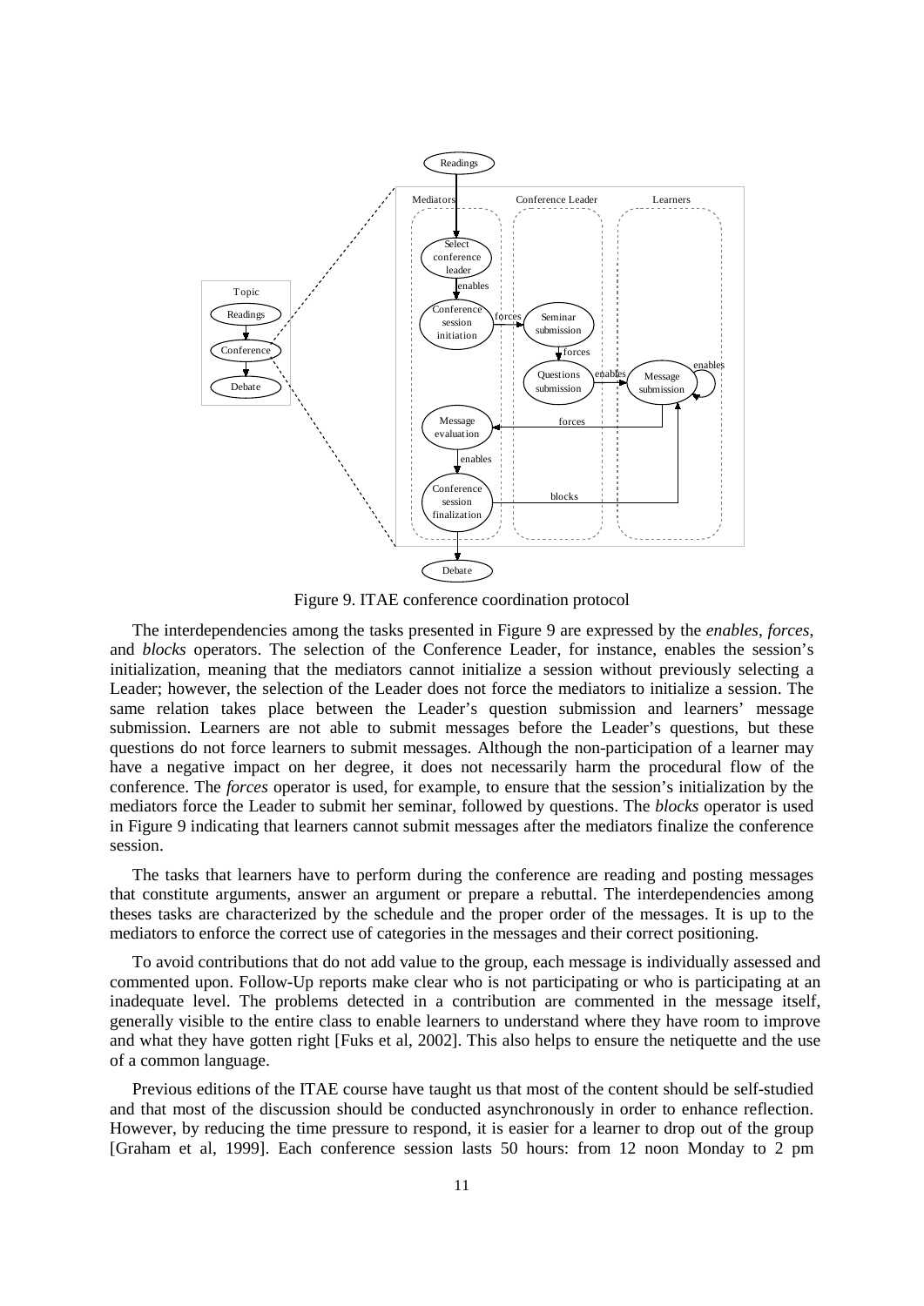Figure 9. ITAE conference coordination protocol

The interdependencies among the tasks presented in Figure 9 are expressed by the *enables*, *forces*, and *blocks* operators. The selection of the Conference Leader, for instance, enables the session's initialization, meaning that the mediators cannot initialize a session without previously selecting a Leader; however, the selection of the Leader does not force the mediators to initialize a session. The same relation takes place between the Leader's question submission and learners' message submission. Learners are not able to submit messages before the Leader's questions, but these questions do not force learners to submit messages. Although the non-participation of a learner may have a negative impact on her degree, it does not necessarily harm the procedural flow of the conference. The *forces* operator is used, for example, to ensure that the session's initialization by the mediators force the Leader to submit her seminar, followed by questions. The *blocks* operator is used in Figure 9 indicating that learners cannot submit messages after the mediators finalize the conference session.

The tasks that learners have to perform during the conference are reading and posting messages that constitute arguments, answer an argument or prepare a rebuttal. The interdependencies among theses tasks are characterized by the schedule and the proper order of the messages. It is up to the mediators to enforce the correct use of categories in the messages and their correct positioning.

To avoid contributions that do not add value to the group, each message is individually assessed and commented upon. Follow-Up reports make clear who is not participating or who is participating at an inadequate level. The problems detected in a contribution are commented in the message itself, generally visible to the entire class to enable learners to understand where they have room to improve and what they have gotten right [Fuks et al, 2002]. This also helps to ensure the netiquette and the use of a common language.

Previous editions of the ITAE course have taught us that most of the content should be self-studied and that most of the discussion should be conducted asynchronously in order to enhance reflection. However, by reducing the time pressure to respond, it is easier for a learner to drop out of the group [Graham et al, 1999]. Each conference session lasts 50 hours: from 12 noon Monday to 2 pm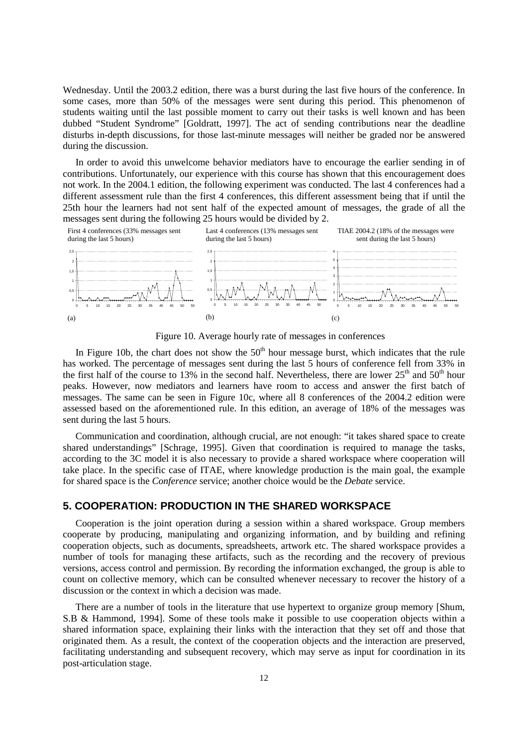Wednesday. Until the 2003.2 edition, there was a burst during the last five hours of the conference. In some cases, more than 50% of the messages were sent during this period. This phenomenon of students waiting until the last possible moment to carry out their tasks is well known and has been dubbed "Student Syndrome" [Goldratt, 1997]. The act of sending contributions near the deadline disturbs in-depth discussions, for those last-minute messages will neither be graded nor be answered during the discussion.

In order to avoid this unwelcome behavior mediators have to encourage the earlier sending in of contributions. Unfortunately, our experience with this course has shown that this encouragement does not work. In the 2004.1 edition, the following experiment was conducted. The last 4 conferences had a different assessment rule than the first 4 conferences, this different assessment being that if until the 25th hour the learners had not sent half of the expected amount of messages, the grade of all the messages sent during the following 25 hours would be divided by 2.

First 4 conferences (33% messages sent during the last 5 hours)

(a)

Last 4 conferences (13% messages sent during the last 5 hours)

(b)

TIAE 2004.2 (18% of the messages were sent during the last 5 hours)

(c)

Figure 10. Average hourly rate of messages in conferences

In Figure 10b, the chart does not show the 50th hour message burst, which indicates that the rule has worked. The percentage of messages sent during the last 5 hours of conference fell from 33% in the first half of the course to 13% in the second half. Nevertheless, there are lower 25th and 50th hour peaks. However, now mediators and learners have room to access and answer the first batch of messages. The same can be seen in Figure 10c, where all 8 conferences of the 2004.2 edition were assessed based on the aforementioned rule. In this edition, an average of 18% of the messages was sent during the last 5 hours.

Communication and coordination, although crucial, are not enough: "it takes shared space to create shared understandings" [Schrage, 1995]. Given that coordination is required to manage the tasks, according to the 3C model it is also necessary to provide a shared workspace where cooperation will take place. In the specific case of ITAE, where knowledge production is the main goal, the example for shared space is the *Conference* service; another choice would be the *Debate* service.

## 5. COOPERATION: PRODUCTION IN THE SHARED WORKSPACE

Cooperation is the joint operation during a session within a shared workspace. Group members cooperate by producing, manipulating and organizing information, and by building and refining cooperation objects, such as documents, spreadsheets, artwork etc. The shared workspace provides a number of tools for managing these artifacts, such as the recording and the recovery of previous versions, access control and permission. By recording the information exchanged, the group is able to count on collective memory, which can be consulted whenever necessary to recover the history of a discussion or the context in which a decision was made.

There are a number of tools in the literature that use hypertext to organize group memory [Shum, S.B & Hammond, 1994]. Some of these tools make it possible to use cooperation objects within a shared information space, explaining their links with the interaction that they set off and those that originated them. As a result, the context of the cooperation objects and the interaction are preserved, facilitating understanding and subsequent recovery, which may serve as input for coordination in its post-articulation stage.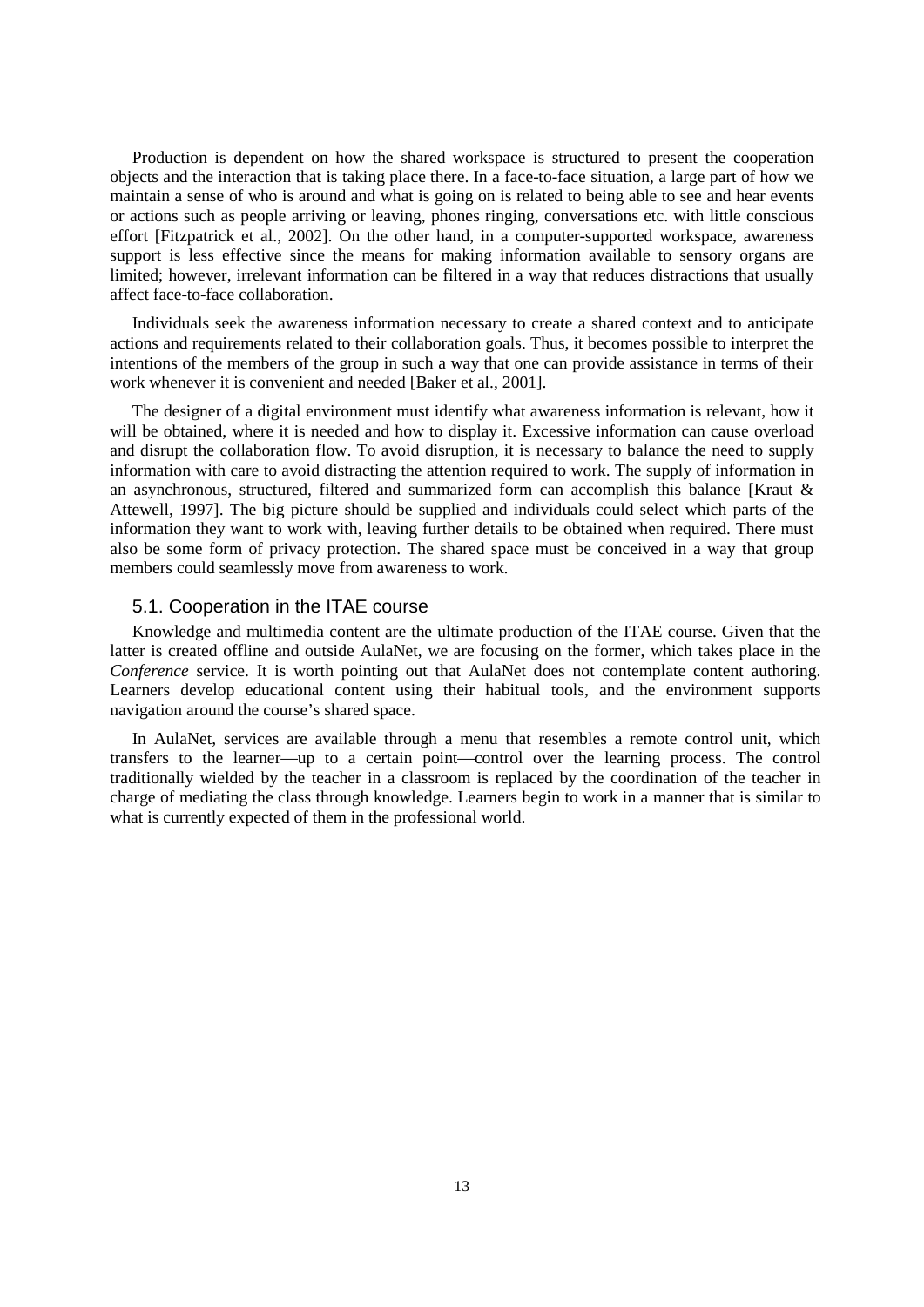Production is dependent on how the shared workspace is structured to present the cooperation objects and the interaction that is taking place there. In a face-to-face situation, a large part of how we maintain a sense of who is around and what is going on is related to being able to see and hear events or actions such as people arriving or leaving, phones ringing, conversations etc. with little conscious effort [Fitzpatrick et al., 2002]. On the other hand, in a computer-supported workspace, awareness support is less effective since the means for making information available to sensory organs are limited; however, irrelevant information can be filtered in a way that reduces distractions that usually affect face-to-face collaboration.

Individuals seek the awareness information necessary to create a shared context and to anticipate actions and requirements related to their collaboration goals. Thus, it becomes possible to interpret the intentions of the members of the group in such a way that one can provide assistance in terms of their work whenever it is convenient and needed [Baker et al., 2001].

The designer of a digital environment must identify what awareness information is relevant, how it will be obtained, where it is needed and how to display it. Excessive information can cause overload and disrupt the collaboration flow. To avoid disruption, it is necessary to balance the need to supply information with care to avoid distracting the attention required to work. The supply of information in an asynchronous, structured, filtered and summarized form can accomplish this balance [Kraut & Attewell, 1997]. The big picture should be supplied and individuals could select which parts of the information they want to work with, leaving further details to be obtained when required. There must also be some form of privacy protection. The shared space must be conceived in a way that group members could seamlessly move from awareness to work.

### 5.1. Cooperation in the ITAE course

Knowledge and multimedia content are the ultimate production of the ITAE course. Given that the latter is created offline and outside AulaNet, we are focusing on the former, which takes place in the *Conference* service. It is worth pointing out that AulaNet does not contemplate content authoring. Learners develop educational content using their habitual tools, and the environment supports navigation around the course's shared space.

In AulaNet, services are available through a menu that resembles a remote control unit, which transfers to the learner—up to a certain point—control over the learning process. The control traditionally wielded by the teacher in a classroom is replaced by the coordination of the teacher in charge of mediating the class through knowledge. Learners begin to work in a manner that is similar to what is currently expected of them in the professional world.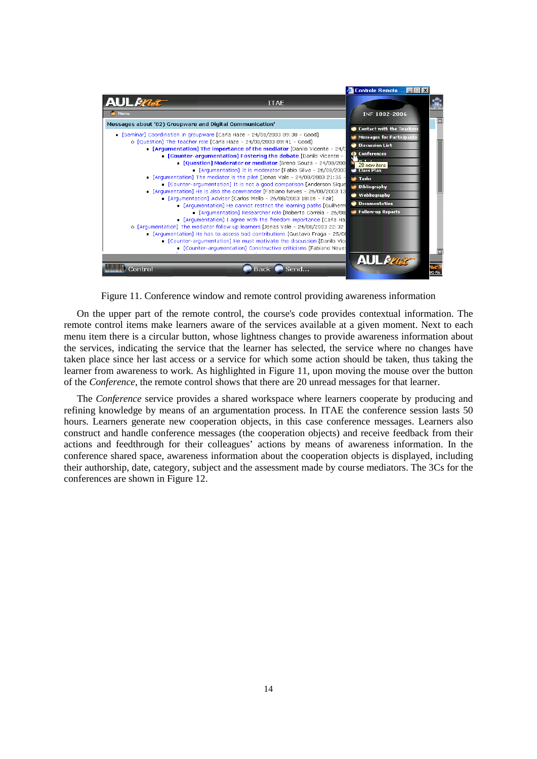Figure 11. Conference window and remote control providing awareness information

On the upper part of the remote control, the course's code provides contextual information. The remote control items make learners aware of the services available at a given moment. Next to each menu item there is a circular button, whose lightness changes to provide awareness information about the services, indicating the service that the learner has selected, the service where no changes have taken place since her last access or a service for which some action should be taken, thus taking the learner from awareness to work. As highlighted in Figure 11, upon moving the mouse over the button of the *Conference*, the remote control shows that there are 20 unread messages for that learner.

The *Conference* service provides a shared workspace where learners cooperate by producing and refining knowledge by means of an argumentation process. In ITAE the conference session lasts 50 hours. Learners generate new cooperation objects, in this case conference messages. Learners also construct and handle conference messages (the cooperation objects) and receive feedback from their actions and feedthrough for their colleagues' actions by means of awareness information. In the conference shared space, awareness information about the cooperation objects is displayed, including their authorship, date, category, subject and the assessment made by course mediators. The 3Cs for the conferences are shown in Figure 12.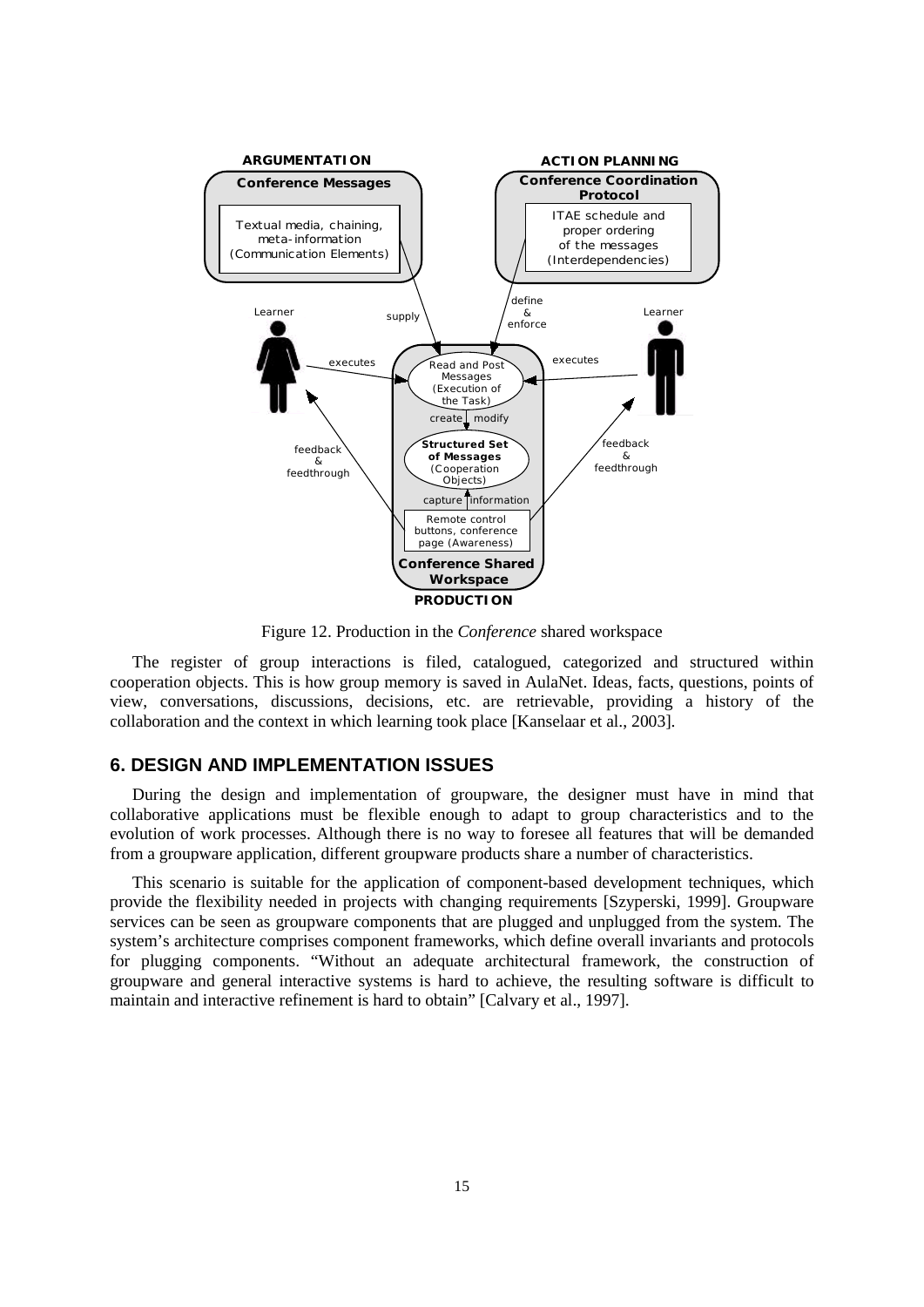Figure 12. Production in the *Conference* shared workspace

The register of group interactions is filed, catalogued, categorized and structured within cooperation objects. This is how group memory is saved in AulaNet. Ideas, facts, questions, points of view, conversations, discussions, decisions, etc. are retrievable, providing a history of the collaboration and the context in which learning took place [Kanselaar et al., 2003].

## 6. DESIGN AND IMPLEMENTATION ISSUES

During the design and implementation of groupware, the designer must have in mind that collaborative applications must be flexible enough to adapt to group characteristics and to the evolution of work processes. Although there is no way to foresee all features that will be demanded from a groupware application, different groupware products share a number of characteristics.

This scenario is suitable for the application of component-based development techniques, which provide the flexibility needed in projects with changing requirements [Szyperski, 1999]. Groupware services can be seen as groupware components that are plugged and unplugged from the system. The system's architecture comprises component frameworks, which define overall invariants and protocols for plugging components. "Without an adequate architectural framework, the construction of groupware and general interactive systems is hard to achieve, the resulting software is difficult to maintain and interactive refinement is hard to obtain" [Calvary et al., 1997].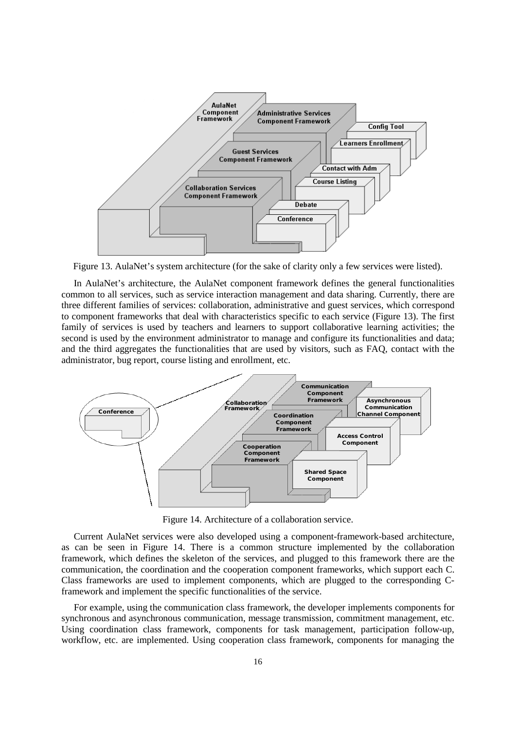Figure 13. AulaNet's system architecture (for the sake of clarity only a few services were listed).

In AulaNet's architecture, the AulaNet component framework defines the general functionalities common to all services, such as service interaction management and data sharing. Currently, there are three different families of services: collaboration, administrative and guest services, which correspond to component frameworks that deal with characteristics specific to each service (Figure 13). The first family of services is used by teachers and learners to support collaborative learning activities; the second is used by the environment administrator to manage and configure its functionalities and data; and the third aggregates the functionalities that are used by visitors, such as FAQ, contact with the administrator, bug report, course listing and enrollment, etc.

Figure 14. Architecture of a collaboration service.

Current AulaNet services were also developed using a component-framework-based architecture, as can be seen in Figure 14. There is a common structure implemented by the collaboration framework, which defines the skeleton of the services, and plugged to this framework there are the communication, the coordination and the cooperation component frameworks, which support each C. Class frameworks are used to implement components, which are plugged to the corresponding C-framework and implement the specific functionalities of the service.

For example, using the communication class framework, the developer implements components for synchronous and asynchronous communication, message transmission, commitment management, etc. Using coordination class framework, components for task management, participation follow-up, workflow, etc. are implemented. Using cooperation class framework, components for managing the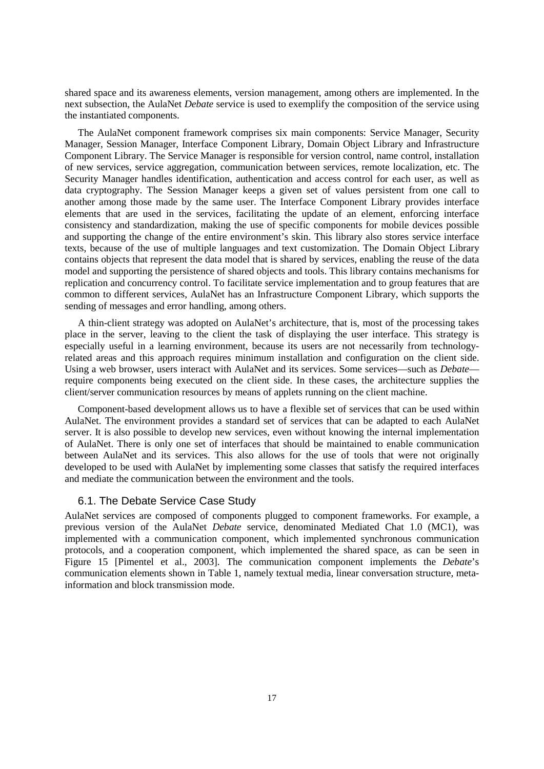shared space and its awareness elements, version management, among others are implemented. In the next subsection, the AulaNet *Debate* service is used to exemplify the composition of the service using the instantiated components.

The AulaNet component framework comprises six main components: Service Manager, Security Manager, Session Manager, Interface Component Library, Domain Object Library and Infrastructure Component Library. The Service Manager is responsible for version control, name control, installation of new services, service aggregation, communication between services, remote localization, etc. The Security Manager handles identification, authentication and access control for each user, as well as data cryptography. The Session Manager keeps a given set of values persistent from one call to another among those made by the same user. The Interface Component Library provides interface elements that are used in the services, facilitating the update of an element, enforcing interface consistency and standardization, making the use of specific components for mobile devices possible and supporting the change of the entire environment's skin. This library also stores service interface texts, because of the use of multiple languages and text customization. The Domain Object Library contains objects that represent the data model that is shared by services, enabling the reuse of the data model and supporting the persistence of shared objects and tools. This library contains mechanisms for replication and concurrency control. To facilitate service implementation and to group features that are common to different services, AulaNet has an Infrastructure Component Library, which supports the sending of messages and error handling, among others.

A thin-client strategy was adopted on AulaNet's architecture, that is, most of the processing takes place in the server, leaving to the client the task of displaying the user interface. This strategy is especially useful in a learning environment, because its users are not necessarily from technology-related areas and this approach requires minimum installation and configuration on the client side. Using a web browser, users interact with AulaNet and its services. Some services—such as *Debate*—require components being executed on the client side. In these cases, the architecture supplies the client/server communication resources by means of applets running on the client machine.

Component-based development allows us to have a flexible set of services that can be used within AulaNet. The environment provides a standard set of services that can be adapted to each AulaNet server. It is also possible to develop new services, even without knowing the internal implementation of AulaNet. There is only one set of interfaces that should be maintained to enable communication between AulaNet and its services. This also allows for the use of tools that were not originally developed to be used with AulaNet by implementing some classes that satisfy the required interfaces and mediate the communication between the environment and the tools.

### 6.1. The Debate Service Case Study

AulaNet services are composed of components plugged to component frameworks. For example, a previous version of the AulaNet *Debate* service, denominated Mediated Chat 1.0 (MC1), was implemented with a communication component, which implemented synchronous communication protocols, and a cooperation component, which implemented the shared space, as can be seen in Figure 15 [Pimentel et al., 2003]. The communication component implements the *Debate*'s communication elements shown in Table 1, namely textual media, linear conversation structure, meta-information and block transmission mode.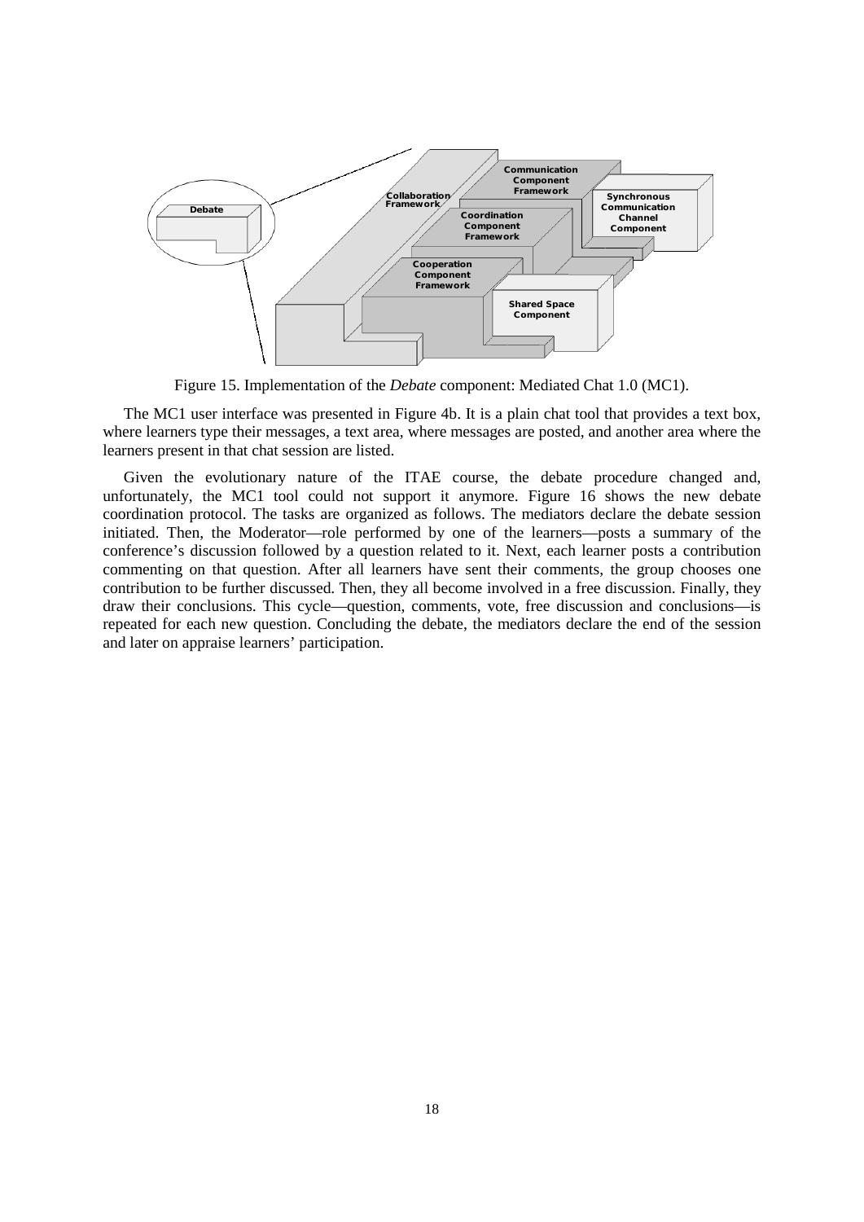Figure 15. Implementation of the *Debate* component: Mediated Chat 1.0 (MC1).

The MC1 user interface was presented in Figure 4b. It is a plain chat tool that provides a text box, where learners type their messages, a text area, where messages are posted, and another area where the learners present in that chat session are listed.

Given the evolutionary nature of the ITAE course, the debate procedure changed and, unfortunately, the MC1 tool could not support it anymore. Figure 16 shows the new debate coordination protocol. The tasks are organized as follows. The mediators declare the debate session initiated. Then, the Moderator—role performed by one of the learners—posts a summary of the conference's discussion followed by a question related to it. Next, each learner posts a contribution commenting on that question. After all learners have sent their comments, the group chooses one contribution to be further discussed. Then, they all become involved in a free discussion. Finally, they draw their conclusions. This cycle—question, comments, vote, free discussion and conclusions—is repeated for each new question. Concluding the debate, the mediators declare the end of the session and later on appraise learners' participation.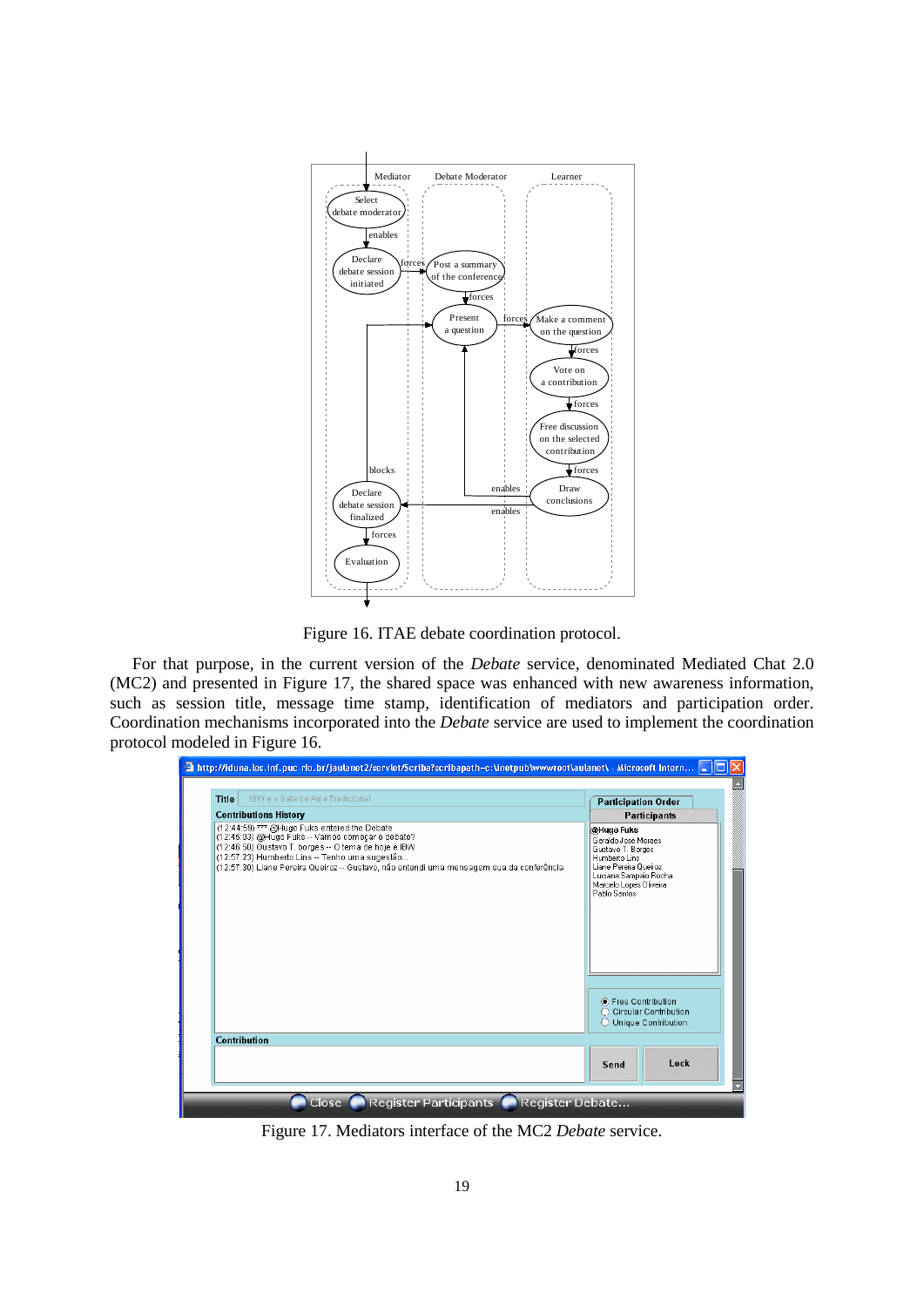Figure 16. ITAE debate coordination protocol.

For that purpose, in the current version of the *Debate* service, denominated Mediated Chat 2.0 (MC2) and presented in Figure 17, the shared space was enhanced with new awareness information, such as session title, message time stamp, identification of mediators and participation order. Coordination mechanisms incorporated into the *Debate* service are used to implement the coordination protocol modeled in Figure 16.

Figure 17. Mediators interface of the MC2 *Debate* service.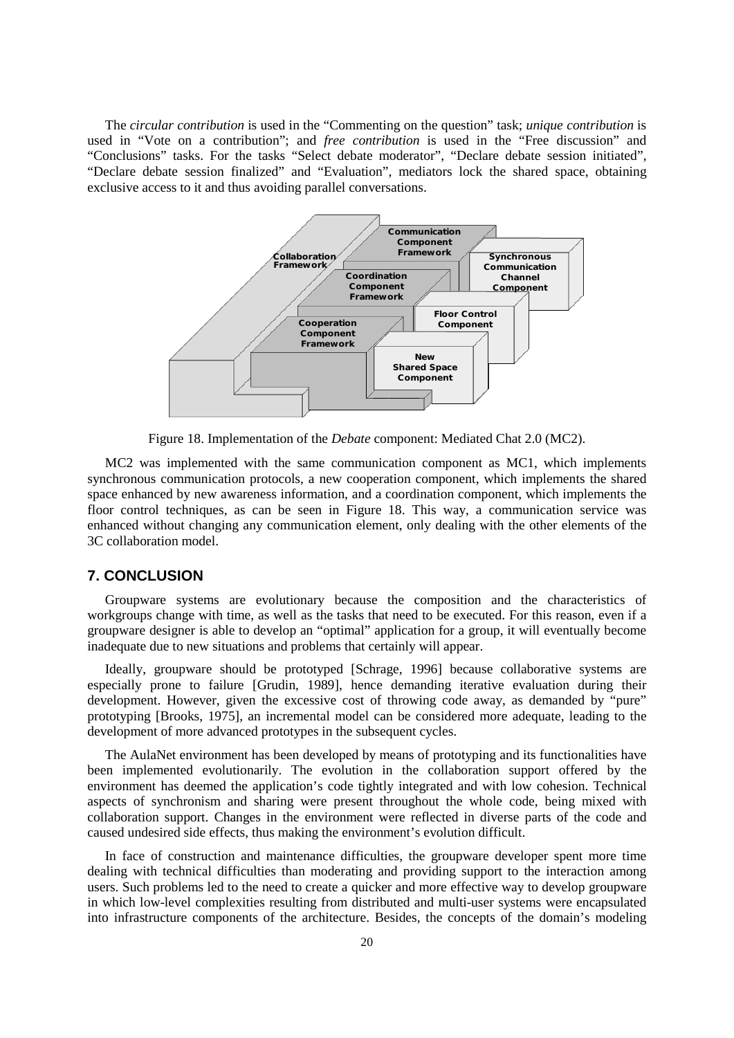The *circular contribution* is used in the “Commenting on the question” task; *unique contribution* is used in “Vote on a contribution”; and *free contribution* is used in the “Free discussion” and “Conclusions” tasks. For the tasks “Select debate moderator”, “Declare debate session initiated”, “Declare debate session finalized” and “Evaluation”, mediators lock the shared space, obtaining exclusive access to it and thus avoiding parallel conversations.

Figure 18. Implementation of the *Debate* component: Mediated Chat 2.0 (MC2).

MC2 was implemented with the same communication component as MC1, which implements synchronous communication protocols, a new cooperation component, which implements the shared space enhanced by new awareness information, and a coordination component, which implements the floor control techniques, as can be seen in Figure 18. This way, a communication service was enhanced without changing any communication element, only dealing with the other elements of the 3C collaboration model.

## 7. CONCLUSION

Groupware systems are evolutionary because the composition and the characteristics of workgroups change with time, as well as the tasks that need to be executed. For this reason, even if a groupware designer is able to develop an “optimal” application for a group, it will eventually become inadequate due to new situations and problems that certainly will appear.

Ideally, groupware should be prototyped [Schrage, 1996] because collaborative systems are especially prone to failure [Grudin, 1989], hence demanding iterative evaluation during their development. However, given the excessive cost of throwing code away, as demanded by “pure” prototyping [Brooks, 1975], an incremental model can be considered more adequate, leading to the development of more advanced prototypes in the subsequent cycles.

The AulaNet environment has been developed by means of prototyping and its functionalities have been implemented evolutionarily. The evolution in the collaboration support offered by the environment has deemed the application’s code tightly integrated and with low cohesion. Technical aspects of synchronism and sharing were present throughout the whole code, being mixed with collaboration support. Changes in the environment were reflected in diverse parts of the code and caused undesired side effects, thus making the environment’s evolution difficult.

In face of construction and maintenance difficulties, the groupware developer spent more time dealing with technical difficulties than moderating and providing support to the interaction among users. Such problems led to the need to create a quicker and more effective way to develop groupware in which low-level complexities resulting from distributed and multi-user systems were encapsulated into infrastructure components of the architecture. Besides, the concepts of the domain’s modeling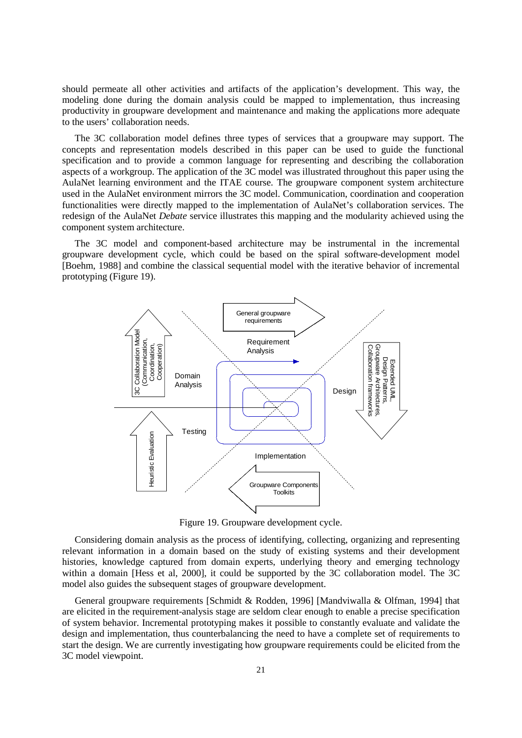should permeate all other activities and artifacts of the application's development. This way, the modeling done during the domain analysis could be mapped to implementation, thus increasing productivity in groupware development and maintenance and making the applications more adequate to the users' collaboration needs.

The 3C collaboration model defines three types of services that a groupware may support. The concepts and representation models described in this paper can be used to guide the functional specification and to provide a common language for representing and describing the collaboration aspects of a workgroup. The application of the 3C model was illustrated throughout this paper using the AulaNet learning environment and the ITAE course. The groupware component system architecture used in the AulaNet environment mirrors the 3C model. Communication, coordination and cooperation functionalities were directly mapped to the implementation of AulaNet's collaboration services. The redesign of the AulaNet *Debate* service illustrates this mapping and the modularity achieved using the component system architecture.

The 3C model and component-based architecture may be instrumental in the incremental groupware development cycle, which could be based on the spiral software-development model [Boehm, 1988] and combine the classical sequential model with the iterative behavior of incremental prototyping (Figure 19).

Figure 19. Groupware development cycle.

Considering domain analysis as the process of identifying, collecting, organizing and representing relevant information in a domain based on the study of existing systems and their development histories, knowledge captured from domain experts, underlying theory and emerging technology within a domain [Hess et al, 2000], it could be supported by the 3C collaboration model. The 3C model also guides the subsequent stages of groupware development.

General groupware requirements [Schmidt & Rodden, 1996] [Mandviwalla & Olfman, 1994] that are elicited in the requirement-analysis stage are seldom clear enough to enable a precise specification of system behavior. Incremental prototyping makes it possible to constantly evaluate and validate the design and implementation, thus counterbalancing the need to have a complete set of requirements to start the design. We are currently investigating how groupware requirements could be elicited from the 3C model viewpoint.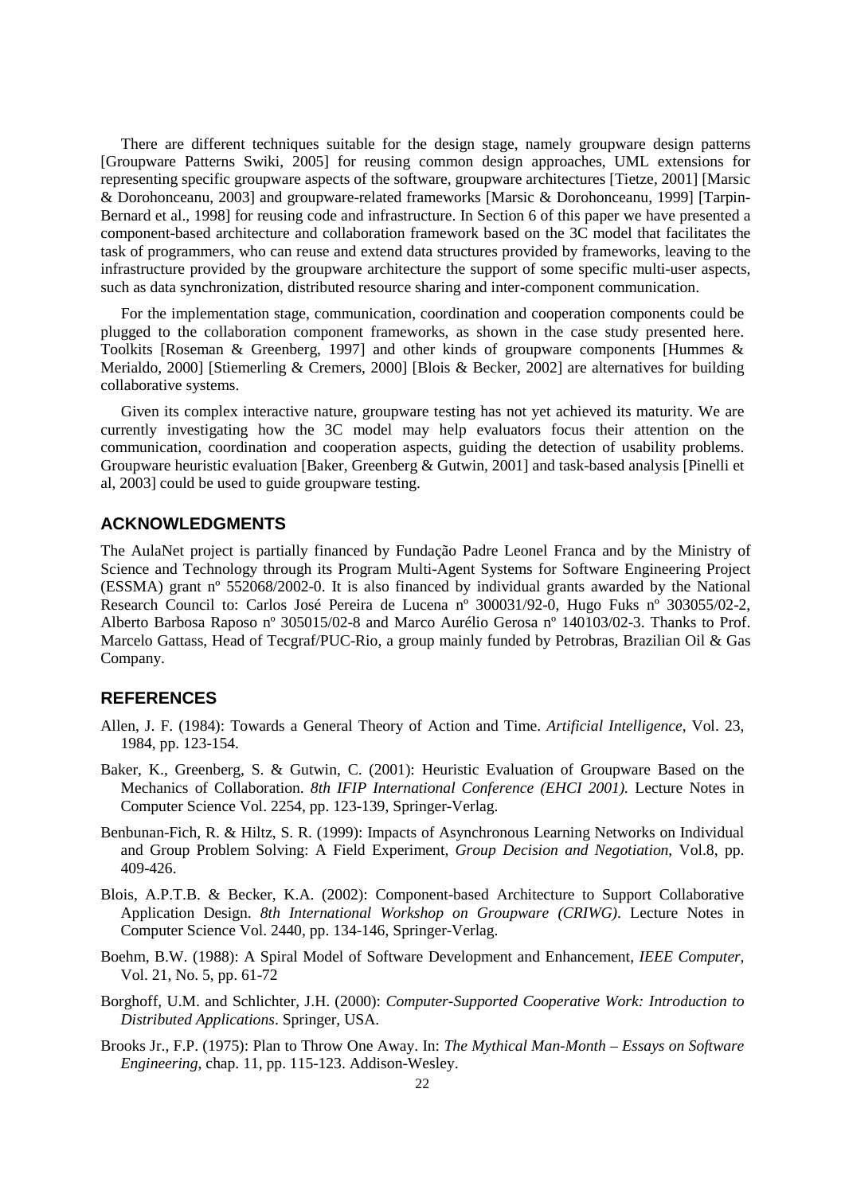There are different techniques suitable for the design stage, namely groupware design patterns [Groupware Patterns Swiki, 2005] for reusing common design approaches, UML extensions for representing specific groupware aspects of the software, groupware architectures [Tietze, 2001] [Marsic & Dorohonceanu, 2003] and groupware-related frameworks [Marsic & Dorohonceanu, 1999] [Tarpin-Bernard et al., 1998] for reusing code and infrastructure. In Section 6 of this paper we have presented a component-based architecture and collaboration framework based on the 3C model that facilitates the task of programmers, who can reuse and extend data structures provided by frameworks, leaving to the infrastructure provided by the groupware architecture the support of some specific multi-user aspects, such as data synchronization, distributed resource sharing and inter-component communication.

For the implementation stage, communication, coordination and cooperation components could be plugged to the collaboration component frameworks, as shown in the case study presented here. Toolkits [Roseman & Greenberg, 1997] and other kinds of groupware components [Hummes & Merialdo, 2000] [Stiemerling & Cremers, 2000] [Blois & Becker, 2002] are alternatives for building collaborative systems.

Given its complex interactive nature, groupware testing has not yet achieved its maturity. We are currently investigating how the 3C model may help evaluators focus their attention on the communication, coordination and cooperation aspects, guiding the detection of usability problems. Groupware heuristic evaluation [Baker, Greenberg & Gutwin, 2001] and task-based analysis [Pinelli et al, 2003] could be used to guide groupware testing.

## ACKNOWLEDGMENTS

The AulaNet project is partially financed by Fundação Padre Leonel Franca and by the Ministry of Science and Technology through its Program Multi-Agent Systems for Software Engineering Project (ESSMA) grant nº 552068/2002-0. It is also financed by individual grants awarded by the National Research Council to: Carlos José Pereira de Lucena nº 300031/92-0, Hugo Fuks nº 303055/02-2, Alberto Barbosa Raposo nº 305015/02-8 and Marco Aurélio Gerosa nº 140103/02-3. Thanks to Prof. Marcelo Gattass, Head of Tecgraf/PUC-Rio, a group mainly funded by Petrobras, Brazilian Oil & Gas Company.

## REFERENCES

Allen, J. F. (1984): Towards a General Theory of Action and Time. *Artificial Intelligence*, Vol. 23, 1984, pp. 123-154.

Baker, K., Greenberg, S. & Gutwin, C. (2001): Heuristic Evaluation of Groupware Based on the Mechanics of Collaboration. *8th IFIP International Conference (EHCI 2001)*. Lecture Notes in Computer Science Vol. 2254, pp. 123-139, Springer-Verlag.

Benbunan-Fich, R. & Hiltz, S. R. (1999): Impacts of Asynchronous Learning Networks on Individual and Group Problem Solving: A Field Experiment, *Group Decision and Negotiation*, Vol.8, pp. 409-426.

Blois, A.P.T.B. & Becker, K.A. (2002): Component-based Architecture to Support Collaborative Application Design. *8th International Workshop on Groupware (CRIWG)*. Lecture Notes in Computer Science Vol. 2440, pp. 134-146, Springer-Verlag.

Boehm, B.W. (1988): A Spiral Model of Software Development and Enhancement, *IEEE Computer*, Vol. 21, No. 5, pp. 61-72

Borghoff, U.M. and Schlichter, J.H. (2000): *Computer-Supported Cooperative Work: Introduction to Distributed Applications*. Springer, USA.

Brooks Jr., F.P. (1975): Plan to Throw One Away. In: *The Mythical Man-Month – Essays on Software Engineering*, chap. 11, pp. 115-123. Addison-Wesley.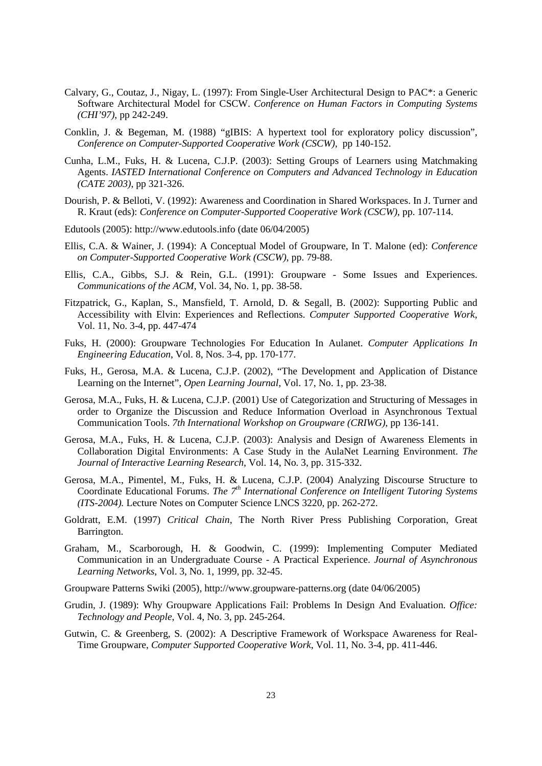Calvary, G., Coutaz, J., Nigay, L. (1997): From Single-User Architectural Design to PAC*: a Generic Software Architectural Model for CSCW. *Conference on Human Factors in Computing Systems (CHI'97)*, pp 242-249.

Conklin, J. & Begeman, M. (1988) "gIBIS: A hypertext tool for exploratory policy discussion", *Conference on Computer-Supported Cooperative Work (CSCW)*, pp 140-152.

Cunha, L.M., Fuks, H. & Lucena, C.J.P. (2003): Setting Groups of Learners using Matchmaking Agents. *IASTED International Conference on Computers and Advanced Technology in Education (CATE 2003)*, pp 321-326.

Dourish, P. & Belloti, V. (1992): Awareness and Coordination in Shared Workspaces. In J. Turner and R. Kraut (eds): *Conference on Computer-Supported Cooperative Work (CSCW)*, pp. 107-114.

Edutools (2005): http://www.edutools.info (date 06/04/2005)

Ellis, C.A. & Wainer, J. (1994): A Conceptual Model of Groupware, In T. Malone (ed): *Conference on Computer-Supported Cooperative Work (CSCW)*, pp. 79-88.

Ellis, C.A., Gibbs, S.J. & Rein, G.L. (1991): Groupware - Some Issues and Experiences. *Communications of the ACM*, Vol. 34, No. 1, pp. 38-58.

Fitzpatrick, G., Kaplan, S., Mansfield, T. Arnold, D. & Segall, B. (2002): Supporting Public and Accessibility with Elvin: Experiences and Reflections. *Computer Supported Cooperative Work*, Vol. 11, No. 3-4, pp. 447-474

Fuks, H. (2000): Groupware Technologies For Education In Aulanet. *Computer Applications In Engineering Education*, Vol. 8, Nos. 3-4, pp. 170-177.

Fuks, H., Gerosa, M.A. & Lucena, C.J.P. (2002), "The Development and Application of Distance Learning on the Internet", *Open Learning Journal*, Vol. 17, No. 1, pp. 23-38.

Gerosa, M.A., Fuks, H. & Lucena, C.J.P. (2001) Use of Categorization and Structuring of Messages in order to Organize the Discussion and Reduce Information Overload in Asynchronous Textual Communication Tools. *7th International Workshop on Groupware (CRIWG)*, pp 136-141.

Gerosa, M.A., Fuks, H. & Lucena, C.J.P. (2003): Analysis and Design of Awareness Elements in Collaboration Digital Environments: A Case Study in the AulaNet Learning Environment. *The Journal of Interactive Learning Research*, Vol. 14, No. 3, pp. 315-332.

Gerosa, M.A., Pimentel, M., Fuks, H. & Lucena, C.J.P. (2004) Analyzing Discourse Structure to Coordinate Educational Forums. *The 7th International Conference on Intelligent Tutoring Systems (ITS-2004).* Lecture Notes on Computer Science LNCS 3220, pp. 262-272.

Goldratt, E.M. (1997) *Critical Chain*, The North River Press Publishing Corporation, Great Barrington.

Graham, M., Scarborough, H. & Goodwin, C. (1999): Implementing Computer Mediated Communication in an Undergraduate Course - A Practical Experience. *Journal of Asynchronous Learning Networks*, Vol. 3, No. 1, 1999, pp. 32-45.

Groupware Patterns Swiki (2005), http://www.groupware-patterns.org (date 04/06/2005)

Grudin, J. (1989): Why Groupware Applications Fail: Problems In Design And Evaluation. *Office: Technology and People*, Vol. 4, No. 3, pp. 245-264.

Gutwin, C. & Greenberg, S. (2002): A Descriptive Framework of Workspace Awareness for Real-Time Groupware, *Computer Supported Cooperative Work*, Vol. 11, No. 3-4, pp. 411-446.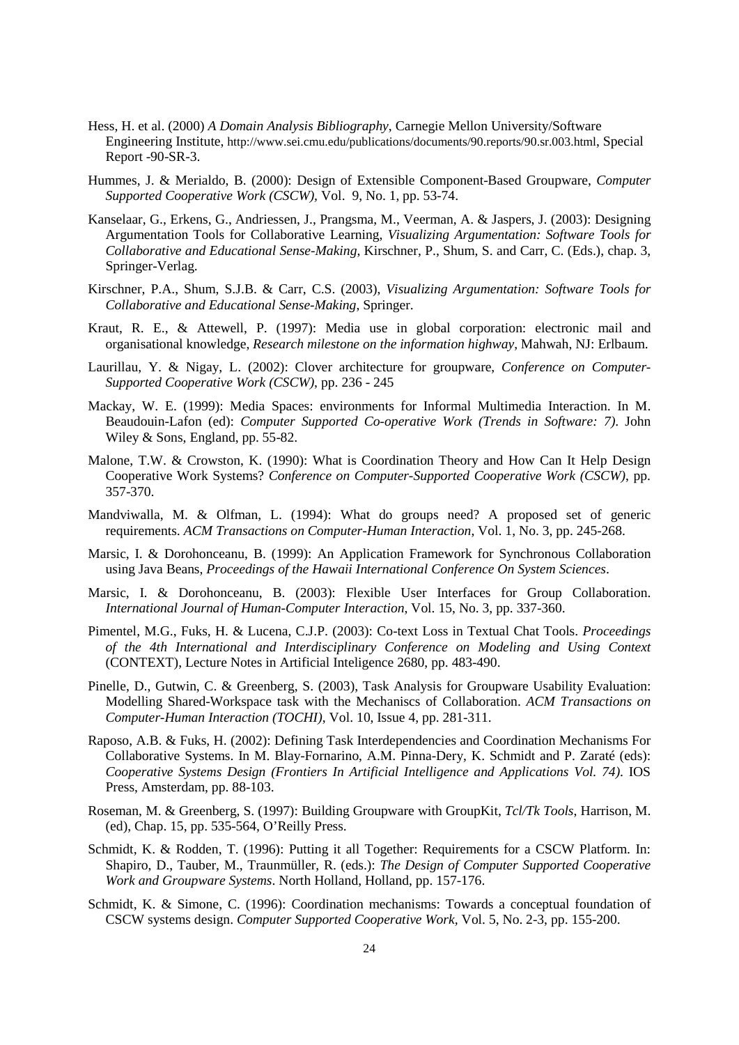Hess, H. et al. (2000) *A Domain Analysis Bibliography*, Carnegie Mellon University/Software Engineering Institute, http://www.sei.cmu.edu/publications/documents/90.reports/90.sr.003.html, Special Report -90-SR-3.

Hummes, J. & Merialdo, B. (2000): Design of Extensible Component-Based Groupware, *Computer Supported Cooperative Work (CSCW)*, Vol. 9, No. 1, pp. 53-74.

Kanselaar, G., Erkens, G., Andriessen, J., Prangsma, M., Veerman, A. & Jaspers, J. (2003): Designing Argumentation Tools for Collaborative Learning, *Visualizing Argumentation: Software Tools for Collaborative and Educational Sense-Making*, Kirschner, P., Shum, S. and Carr, C. (Eds.), chap. 3, Springer-Verlag.

Kirschner, P.A., Shum, S.J.B. & Carr, C.S. (2003), *Visualizing Argumentation: Software Tools for Collaborative and Educational Sense-Making*, Springer.

Kraut, R. E., & Attewell, P. (1997): Media use in global corporation: electronic mail and organisational knowledge, *Research milestone on the information highway*, Mahwah, NJ: Erlbaum.

Laurillau, Y. & Nigay, L. (2002): Clover architecture for groupware, *Conference on Computer-Supported Cooperative Work (CSCW)*, pp. 236 - 245

Mackay, W. E. (1999): Media Spaces: environments for Informal Multimedia Interaction. In M. Beaudouin-Lafon (ed): *Computer Supported Co-operative Work (Trends in Software: 7)*. John Wiley & Sons, England, pp. 55-82.

Malone, T.W. & Crowston, K. (1990): What is Coordination Theory and How Can It Help Design Cooperative Work Systems? *Conference on Computer-Supported Cooperative Work (CSCW)*, pp. 357-370.

Mandviwalla, M. & Olfman, L. (1994): What do groups need? A proposed set of generic requirements. *ACM Transactions on Computer-Human Interaction*, Vol. 1, No. 3, pp. 245-268.

Marsic, I. & Dorohonceanu, B. (1999): An Application Framework for Synchronous Collaboration using Java Beans, *Proceedings of the Hawaii International Conference On System Sciences*.

Marsic, I. & Dorohonceanu, B. (2003): Flexible User Interfaces for Group Collaboration. *International Journal of Human-Computer Interaction*, Vol. 15, No. 3, pp. 337-360.

Pimentel, M.G., Fuks, H. & Lucena, C.J.P. (2003): Co-text Loss in Textual Chat Tools. *Proceedings of the 4th International and Interdisciplinary Conference on Modeling and Using Context* (CONTEXT), Lecture Notes in Artificial Inteligence 2680, pp. 483-490.

Pinelle, D., Gutwin, C. & Greenberg, S. (2003), Task Analysis for Groupware Usability Evaluation: Modelling Shared-Workspace task with the Mechaniscs of Collaboration. *ACM Transactions on Computer-Human Interaction (TOCHI)*, Vol. 10, Issue 4, pp. 281-311.

Raposo, A.B. & Fuks, H. (2002): Defining Task Interdependencies and Coordination Mechanisms For Collaborative Systems. In M. Blay-Fornarino, A.M. Pinna-Dery, K. Schmidt and P. Zaraté (eds): *Cooperative Systems Design (Frontiers In Artificial Intelligence and Applications Vol. 74)*. IOS Press, Amsterdam, pp. 88-103.

Roseman, M. & Greenberg, S. (1997): Building Groupware with GroupKit, *Tcl/Tk Tools*, Harrison, M. (ed), Chap. 15, pp. 535-564, O'Reilly Press.

Schmidt, K. & Rodden, T. (1996): Putting it all Together: Requirements for a CSCW Platform. In: Shapiro, D., Tauber, M., Traunmüller, R. (eds.): *The Design of Computer Supported Cooperative Work and Groupware Systems*. North Holland, Holland, pp. 157-176.

Schmidt, K. & Simone, C. (1996): Coordination mechanisms: Towards a conceptual foundation of CSCW systems design. *Computer Supported Cooperative Work*, Vol. 5, No. 2-3, pp. 155-200.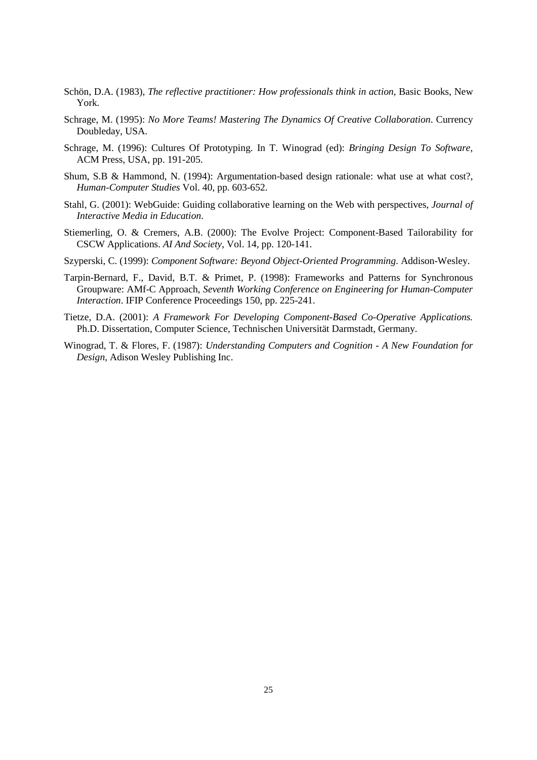Schön, D.A. (1983), *The reflective practitioner: How professionals think in action*, Basic Books, New York.

Schrage, M. (1995): *No More Teams! Mastering The Dynamics Of Creative Collaboration*. Currency Doubleday, USA.

Schrage, M. (1996): Cultures Of Prototyping. In T. Winograd (ed): *Bringing Design To Software*, ACM Press, USA, pp. 191-205.

Shum, S.B & Hammond, N. (1994): Argumentation-based design rationale: what use at what cost?, *Human-Computer Studies* Vol. 40, pp. 603-652.

Stahl, G. (2001): WebGuide: Guiding collaborative learning on the Web with perspectives, *Journal of Interactive Media in Education*.

Stiemerling, O. & Cremers, A.B. (2000): The Evolve Project: Component-Based Tailorability for CSCW Applications. *AI And Society*, Vol. 14, pp. 120-141.

Szyperski, C. (1999): *Component Software: Beyond Object-Oriented Programming*. Addison-Wesley.

Tarpin-Bernard, F., David, B.T. & Primet, P. (1998): Frameworks and Patterns for Synchronous Groupware: AMf-C Approach, *Seventh Working Conference on Engineering for Human-Computer Interaction*. IFIP Conference Proceedings 150, pp. 225-241.

Tietze, D.A. (2001): *A Framework For Developing Component-Based Co-Operative Applications.* Ph.D. Dissertation, Computer Science, Technischen Universität Darmstadt, Germany.

Winograd, T. & Flores, F. (1987): *Understanding Computers and Cognition - A New Foundation for Design*, Adison Wesley Publishing Inc.